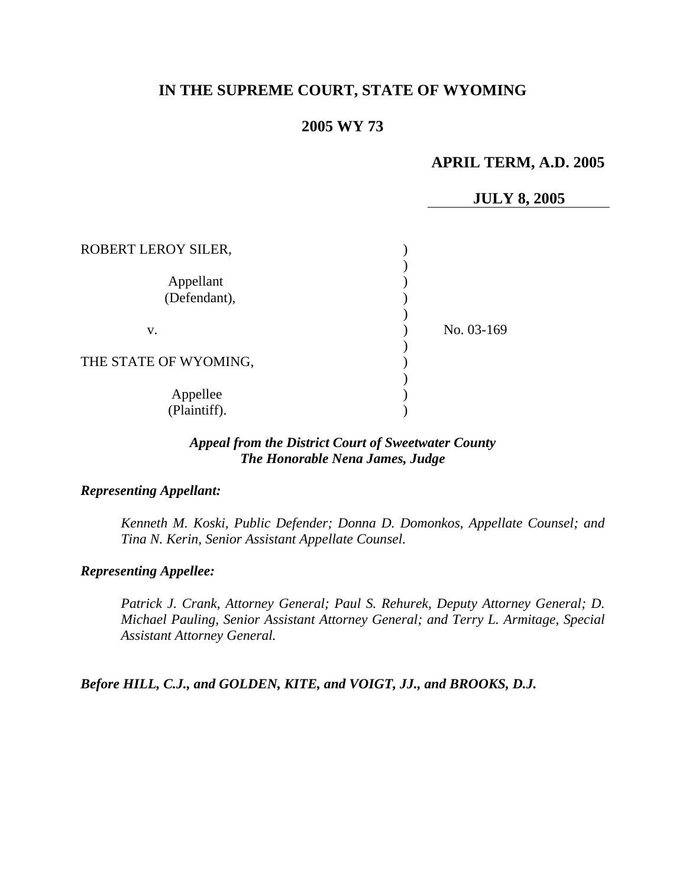**IN THE SUPREME COURT, STATE OF WYOMING**

**2005 WY 73**

**APRIL TERM, A.D. 2005**

**JULY 8, 2005**

ROBERT LEROY SILER,

Appellant (Defendant),

v.

THE STATE OF WYOMING,

Appellee (Plaintiff).

No. 03-169

***Appeal from the District Court of Sweetwater County***
***The Honorable Nena James, Judge***

***Representing Appellant:***

*Kenneth M. Koski, Public Defender; Donna D. Domonkos, Appellate Counsel; and Tina N. Kerin, Senior Assistant Appellate Counsel.*

***Representing Appellee:***

*Patrick J. Crank, Attorney General; Paul S. Rehurek, Deputy Attorney General; D. Michael Pauling, Senior Assistant Attorney General; and Terry L. Armitage, Special Assistant Attorney General.*

***Before HILL, C.J., and GOLDEN, KITE, and VOIGT, JJ., and BROOKS, D.J.***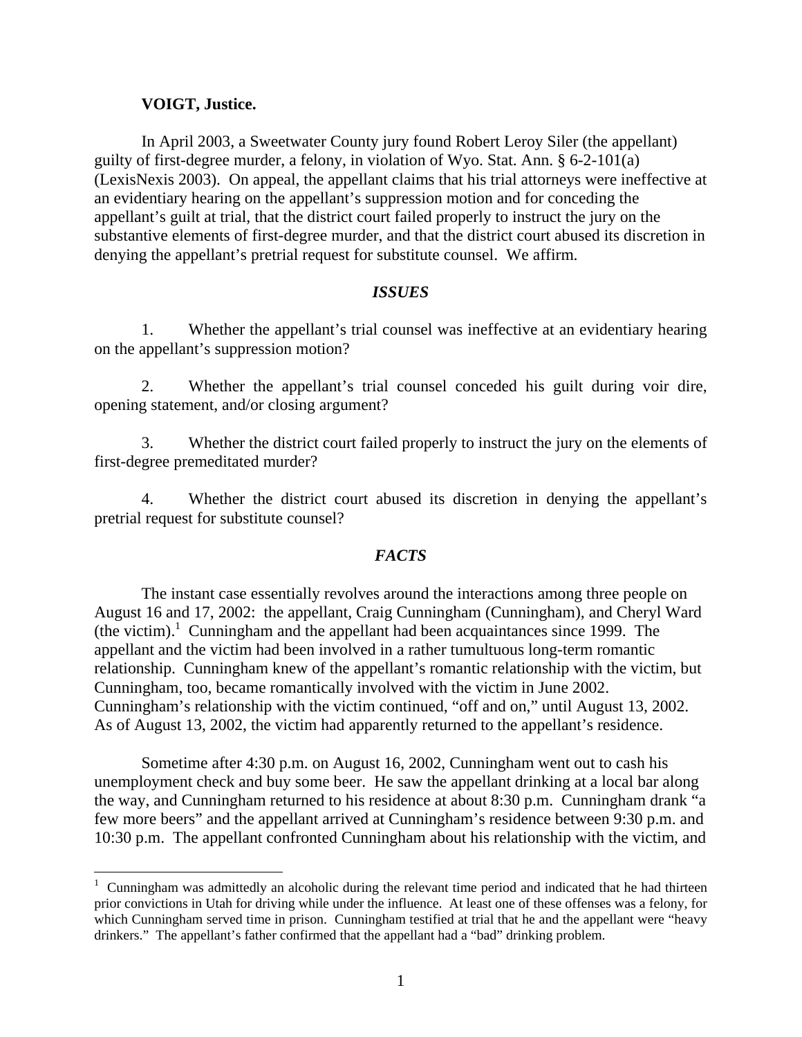**VOIGT, Justice.**

In April 2003, a Sweetwater County jury found Robert Leroy Siler (the appellant) guilty of first-degree murder, a felony, in violation of Wyo. Stat. Ann. § 6-2-101(a) (LexisNexis 2003). On appeal, the appellant claims that his trial attorneys were ineffective at an evidentiary hearing on the appellant's suppression motion and for conceding the appellant's guilt at trial, that the district court failed properly to instruct the jury on the substantive elements of first-degree murder, and that the district court abused its discretion in denying the appellant's pretrial request for substitute counsel. We affirm.

## *ISSUES*

1. Whether the appellant's trial counsel was ineffective at an evidentiary hearing on the appellant's suppression motion?

2. Whether the appellant's trial counsel conceded his guilt during voir dire, opening statement, and/or closing argument?

3. Whether the district court failed properly to instruct the jury on the elements of first-degree premeditated murder?

4. Whether the district court abused its discretion in denying the appellant's pretrial request for substitute counsel?

## *FACTS*

The instant case essentially revolves around the interactions among three people on August 16 and 17, 2002: the appellant, Craig Cunningham (Cunningham), and Cheryl Ward (the victim).[1] Cunningham and the appellant had been acquaintances since 1999. The appellant and the victim had been involved in a rather tumultuous long-term romantic relationship. Cunningham knew of the appellant's romantic relationship with the victim, but Cunningham, too, became romantically involved with the victim in June 2002. Cunningham's relationship with the victim continued, "off and on," until August 13, 2002. As of August 13, 2002, the victim had apparently returned to the appellant's residence.

Sometime after 4:30 p.m. on August 16, 2002, Cunningham went out to cash his unemployment check and buy some beer. He saw the appellant drinking at a local bar along the way, and Cunningham returned to his residence at about 8:30 p.m. Cunningham drank "a few more beers" and the appellant arrived at Cunningham's residence between 9:30 p.m. and 10:30 p.m. The appellant confronted Cunningham about his relationship with the victim, and

---

[1] Cunningham was admittedly an alcoholic during the relevant time period and indicated that he had thirteen prior convictions in Utah for driving while under the influence. At least one of these offenses was a felony, for which Cunningham served time in prison. Cunningham testified at trial that he and the appellant were "heavy drinkers." The appellant's father confirmed that the appellant had a "bad" drinking problem.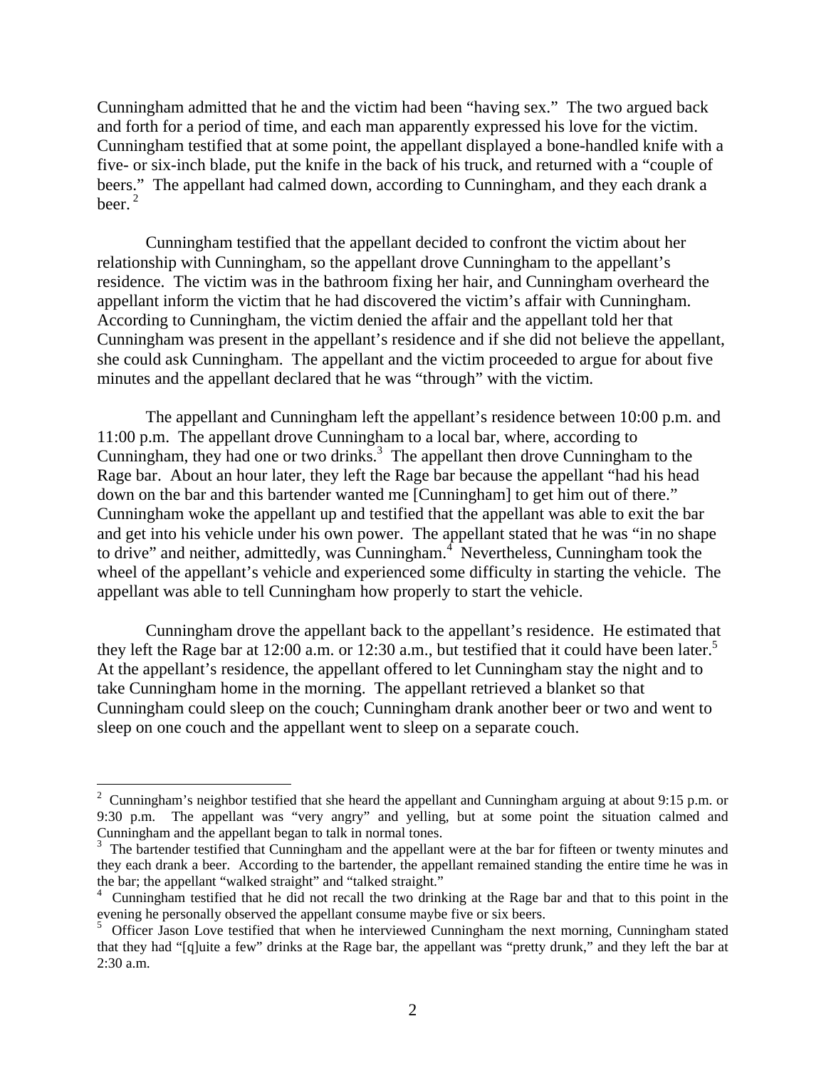Cunningham admitted that he and the victim had been "having sex." The two argued back and forth for a period of time, and each man apparently expressed his love for the victim. Cunningham testified that at some point, the appellant displayed a bone-handled knife with a five- or six-inch blade, put the knife in the back of his truck, and returned with a "couple of beers." The appellant had calmed down, according to Cunningham, and they each drank a beer.[2]

Cunningham testified that the appellant decided to confront the victim about her relationship with Cunningham, so the appellant drove Cunningham to the appellant's residence. The victim was in the bathroom fixing her hair, and Cunningham overheard the appellant inform the victim that he had discovered the victim's affair with Cunningham. According to Cunningham, the victim denied the affair and the appellant told her that Cunningham was present in the appellant's residence and if she did not believe the appellant, she could ask Cunningham. The appellant and the victim proceeded to argue for about five minutes and the appellant declared that he was "through" with the victim.

The appellant and Cunningham left the appellant's residence between 10:00 p.m. and 11:00 p.m. The appellant drove Cunningham to a local bar, where, according to Cunningham, they had one or two drinks.[3] The appellant then drove Cunningham to the Rage bar. About an hour later, they left the Rage bar because the appellant "had his head down on the bar and this bartender wanted me [Cunningham] to get him out of there." Cunningham woke the appellant up and testified that the appellant was able to exit the bar and get into his vehicle under his own power. The appellant stated that he was "in no shape to drive" and neither, admittedly, was Cunningham.[4] Nevertheless, Cunningham took the wheel of the appellant's vehicle and experienced some difficulty in starting the vehicle. The appellant was able to tell Cunningham how properly to start the vehicle.

Cunningham drove the appellant back to the appellant's residence. He estimated that they left the Rage bar at 12:00 a.m. or 12:30 a.m., but testified that it could have been later.[5] At the appellant's residence, the appellant offered to let Cunningham stay the night and to take Cunningham home in the morning. The appellant retrieved a blanket so that Cunningham could sleep on the couch; Cunningham drank another beer or two and went to sleep on one couch and the appellant went to sleep on a separate couch.

---

[2] Cunningham's neighbor testified that she heard the appellant and Cunningham arguing at about 9:15 p.m. or 9:30 p.m. The appellant was "very angry" and yelling, but at some point the situation calmed and Cunningham and the appellant began to talk in normal tones.

[3] The bartender testified that Cunningham and the appellant were at the bar for fifteen or twenty minutes and they each drank a beer. According to the bartender, the appellant remained standing the entire time he was in the bar; the appellant "walked straight" and "talked straight."

[4] Cunningham testified that he did not recall the two drinking at the Rage bar and that to this point in the evening he personally observed the appellant consume maybe five or six beers.

[5] Officer Jason Love testified that when he interviewed Cunningham the next morning, Cunningham stated that they had "[q]uite a few" drinks at the Rage bar, the appellant was "pretty drunk," and they left the bar at 2:30 a.m.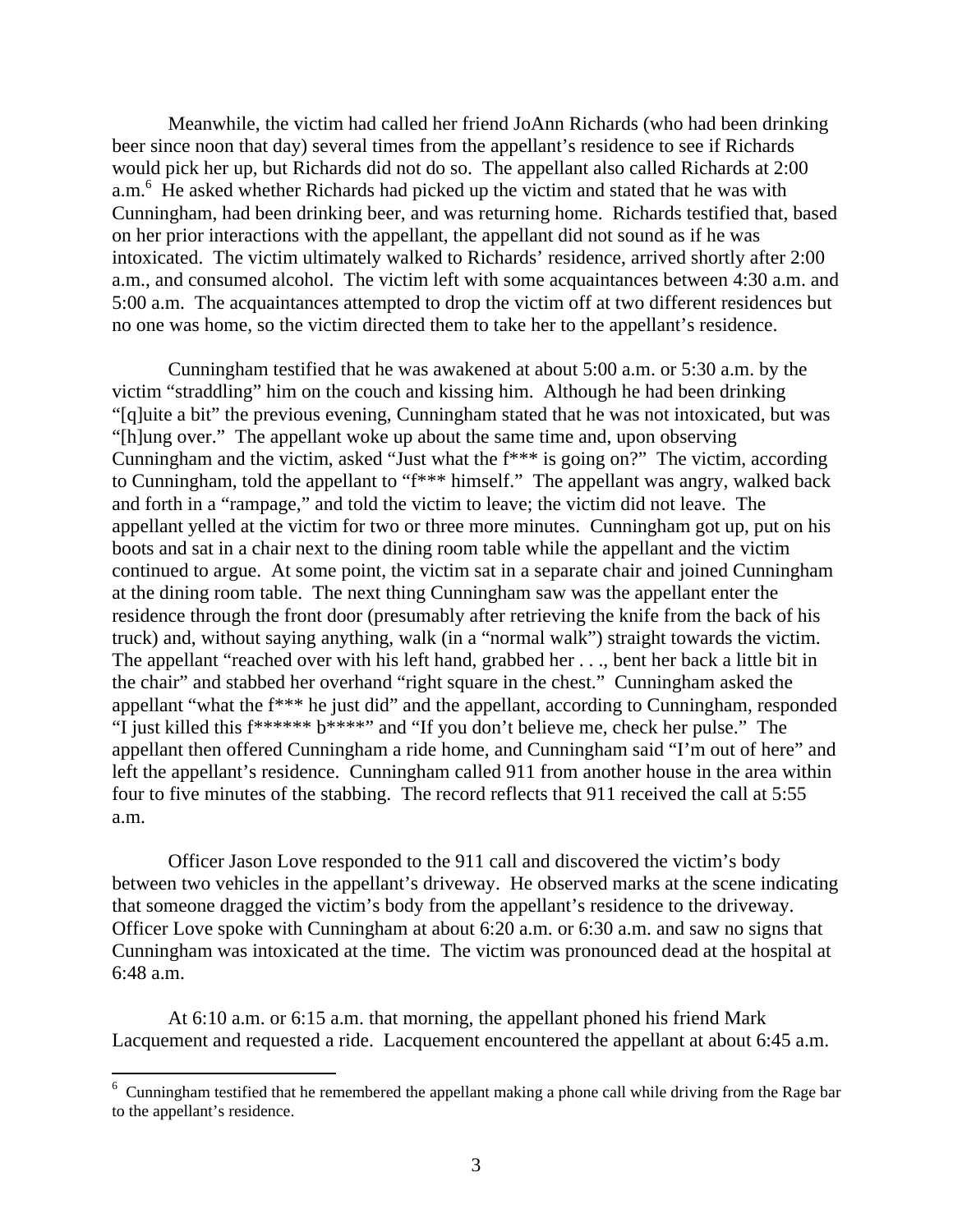Meanwhile, the victim had called her friend JoAnn Richards (who had been drinking beer since noon that day) several times from the appellant's residence to see if Richards would pick her up, but Richards did not do so. The appellant also called Richards at 2:00 a.m.[6] He asked whether Richards had picked up the victim and stated that he was with Cunningham, had been drinking beer, and was returning home. Richards testified that, based on her prior interactions with the appellant, the appellant did not sound as if he was intoxicated. The victim ultimately walked to Richards' residence, arrived shortly after 2:00 a.m., and consumed alcohol. The victim left with some acquaintances between 4:30 a.m. and 5:00 a.m. The acquaintances attempted to drop the victim off at two different residences but no one was home, so the victim directed them to take her to the appellant's residence.

Cunningham testified that he was awakened at about 5:00 a.m. or 5:30 a.m. by the victim "straddling" him on the couch and kissing him. Although he had been drinking "[q]uite a bit" the previous evening, Cunningham stated that he was not intoxicated, but was "[h]ung over." The appellant woke up about the same time and, upon observing Cunningham and the victim, asked "Just what the f*** is going on?" The victim, according to Cunningham, told the appellant to "f*** himself." The appellant was angry, walked back and forth in a "rampage," and told the victim to leave; the victim did not leave. The appellant yelled at the victim for two or three more minutes. Cunningham got up, put on his boots and sat in a chair next to the dining room table while the appellant and the victim continued to argue. At some point, the victim sat in a separate chair and joined Cunningham at the dining room table. The next thing Cunningham saw was the appellant enter the residence through the front door (presumably after retrieving the knife from the back of his truck) and, without saying anything, walk (in a "normal walk") straight towards the victim. The appellant "reached over with his left hand, grabbed her . . ., bent her back a little bit in the chair" and stabbed her overhand "right square in the chest." Cunningham asked the appellant "what the f*** he just did" and the appellant, according to Cunningham, responded "I just killed this f****** b****" and "If you don't believe me, check her pulse." The appellant then offered Cunningham a ride home, and Cunningham said "I'm out of here" and left the appellant's residence. Cunningham called 911 from another house in the area within four to five minutes of the stabbing. The record reflects that 911 received the call at 5:55 a.m.

Officer Jason Love responded to the 911 call and discovered the victim's body between two vehicles in the appellant's driveway. He observed marks at the scene indicating that someone dragged the victim's body from the appellant's residence to the driveway. Officer Love spoke with Cunningham at about 6:20 a.m. or 6:30 a.m. and saw no signs that Cunningham was intoxicated at the time. The victim was pronounced dead at the hospital at 6:48 a.m.

At 6:10 a.m. or 6:15 a.m. that morning, the appellant phoned his friend Mark Lacquement and requested a ride. Lacquement encountered the appellant at about 6:45 a.m.

[6] Cunningham testified that he remembered the appellant making a phone call while driving from the Rage bar to the appellant's residence.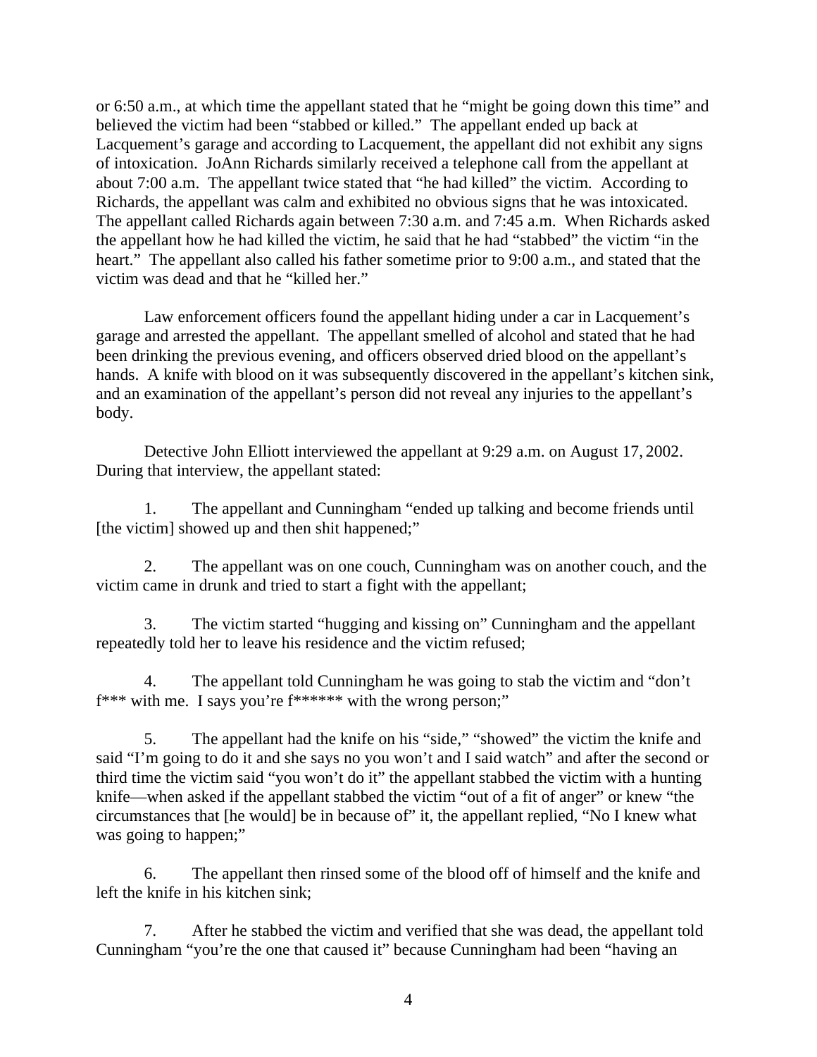or 6:50 a.m., at which time the appellant stated that he "might be going down this time" and believed the victim had been "stabbed or killed." The appellant ended up back at Lacquement's garage and according to Lacquement, the appellant did not exhibit any signs of intoxication. JoAnn Richards similarly received a telephone call from the appellant at about 7:00 a.m. The appellant twice stated that "he had killed" the victim. According to Richards, the appellant was calm and exhibited no obvious signs that he was intoxicated. The appellant called Richards again between 7:30 a.m. and 7:45 a.m. When Richards asked the appellant how he had killed the victim, he said that he had "stabbed" the victim "in the heart." The appellant also called his father sometime prior to 9:00 a.m., and stated that the victim was dead and that he "killed her."

Law enforcement officers found the appellant hiding under a car in Lacquement's garage and arrested the appellant. The appellant smelled of alcohol and stated that he had been drinking the previous evening, and officers observed dried blood on the appellant's hands. A knife with blood on it was subsequently discovered in the appellant's kitchen sink, and an examination of the appellant's person did not reveal any injuries to the appellant's body.

Detective John Elliott interviewed the appellant at 9:29 a.m. on August 17, 2002. During that interview, the appellant stated:

1. The appellant and Cunningham "ended up talking and become friends until [the victim] showed up and then shit happened;"

2. The appellant was on one couch, Cunningham was on another couch, and the victim came in drunk and tried to start a fight with the appellant;

3. The victim started "hugging and kissing on" Cunningham and the appellant repeatedly told her to leave his residence and the victim refused;

4. The appellant told Cunningham he was going to stab the victim and "don't f*** with me. I says you're f****** with the wrong person;"

5. The appellant had the knife on his "side," "showed" the victim the knife and said "I'm going to do it and she says no you won't and I said watch" and after the second or third time the victim said "you won't do it" the appellant stabbed the victim with a hunting knife—when asked if the appellant stabbed the victim "out of a fit of anger" or knew "the circumstances that [he would] be in because of" it, the appellant replied, "No I knew what was going to happen;"

6. The appellant then rinsed some of the blood off of himself and the knife and left the knife in his kitchen sink;

7. After he stabbed the victim and verified that she was dead, the appellant told Cunningham "you're the one that caused it" because Cunningham had been "having an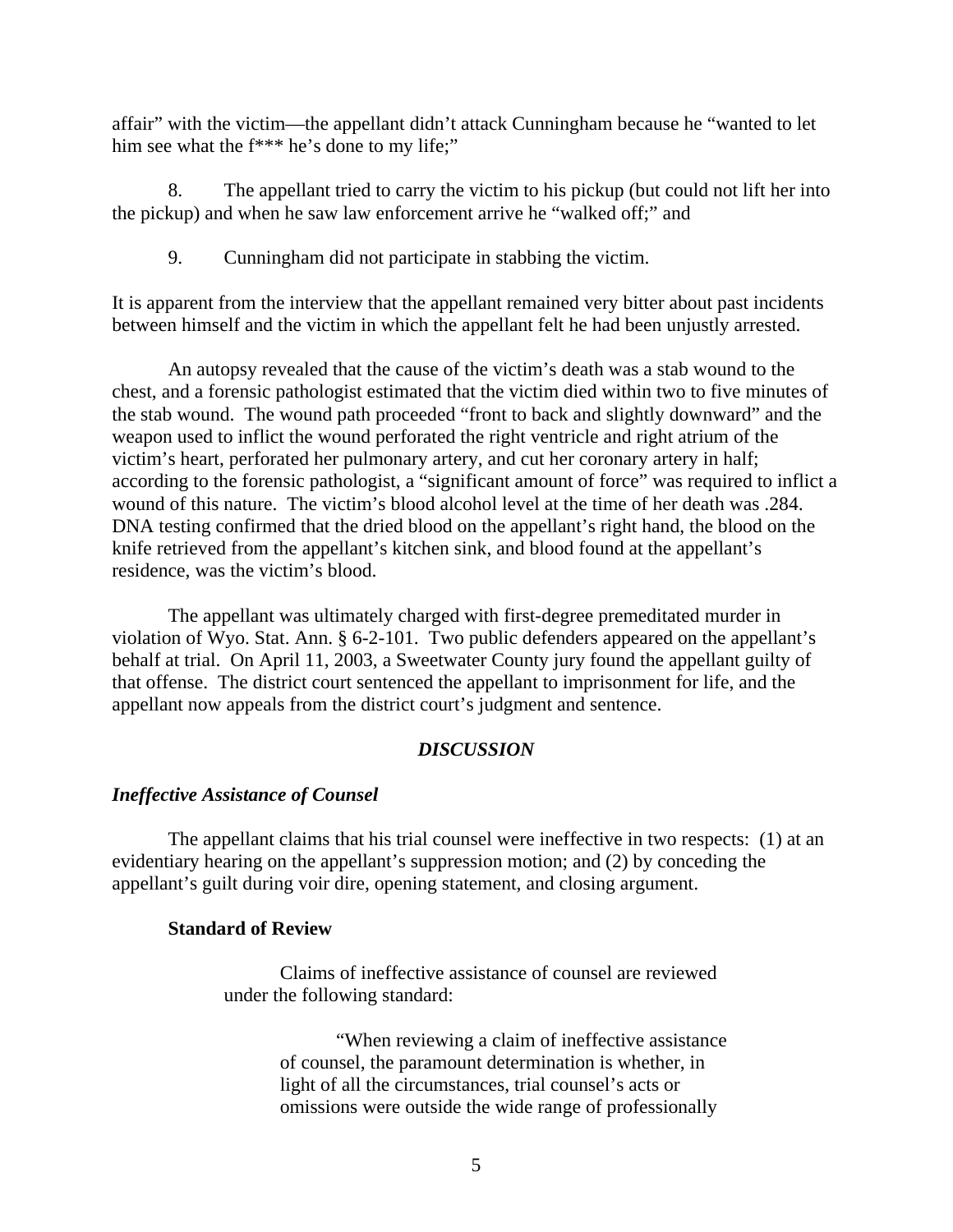affair" with the victim—the appellant didn't attack Cunningham because he "wanted to let him see what the f*** he's done to my life;"

8. The appellant tried to carry the victim to his pickup (but could not lift her into the pickup) and when he saw law enforcement arrive he "walked off;" and

9. Cunningham did not participate in stabbing the victim.

It is apparent from the interview that the appellant remained very bitter about past incidents between himself and the victim in which the appellant felt he had been unjustly arrested.

An autopsy revealed that the cause of the victim's death was a stab wound to the chest, and a forensic pathologist estimated that the victim died within two to five minutes of the stab wound. The wound path proceeded "front to back and slightly downward" and the weapon used to inflict the wound perforated the right ventricle and right atrium of the victim's heart, perforated her pulmonary artery, and cut her coronary artery in half; according to the forensic pathologist, a "significant amount of force" was required to inflict a wound of this nature. The victim's blood alcohol level at the time of her death was .284. DNA testing confirmed that the dried blood on the appellant's right hand, the blood on the knife retrieved from the appellant's kitchen sink, and blood found at the appellant's residence, was the victim's blood.

The appellant was ultimately charged with first-degree premeditated murder in violation of Wyo. Stat. Ann. § 6-2-101. Two public defenders appeared on the appellant's behalf at trial. On April 11, 2003, a Sweetwater County jury found the appellant guilty of that offense. The district court sentenced the appellant to imprisonment for life, and the appellant now appeals from the district court's judgment and sentence.

## *DISCUSSION*

### *Ineffective Assistance of Counsel*

The appellant claims that his trial counsel were ineffective in two respects: (1) at an evidentiary hearing on the appellant's suppression motion; and (2) by conceding the appellant's guilt during voir dire, opening statement, and closing argument.

#### Standard of Review

> Claims of ineffective assistance of counsel are reviewed under the following standard:
>
> > "When reviewing a claim of ineffective assistance of counsel, the paramount determination is whether, in light of all the circumstances, trial counsel's acts or omissions were outside the wide range of professionally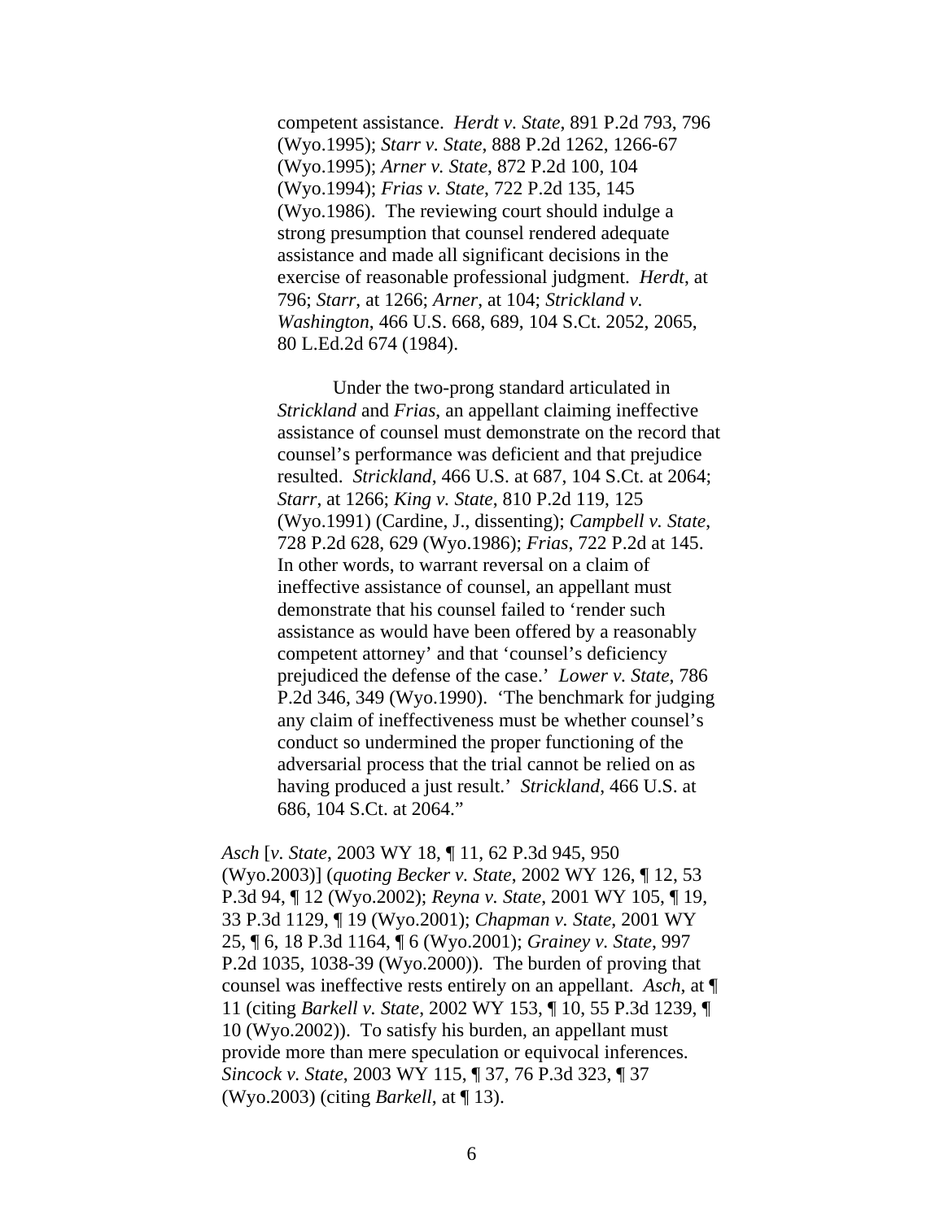> competent assistance. *Herdt v. State*, 891 P.2d 793, 796 (Wyo.1995); *Starr v. State*, 888 P.2d 1262, 1266-67 (Wyo.1995); *Arner v. State*, 872 P.2d 100, 104 (Wyo.1994); *Frias v. State*, 722 P.2d 135, 145 (Wyo.1986). The reviewing court should indulge a strong presumption that counsel rendered adequate assistance and made all significant decisions in the exercise of reasonable professional judgment. *Herdt*, at 796; *Starr*, at 1266; *Arner*, at 104; *Strickland v. Washington*, 466 U.S. 668, 689, 104 S.Ct. 2052, 2065, 80 L.Ed.2d 674 (1984).
>
> Under the two-prong standard articulated in *Strickland* and *Frias*, an appellant claiming ineffective assistance of counsel must demonstrate on the record that counsel's performance was deficient and that prejudice resulted. *Strickland*, 466 U.S. at 687, 104 S.Ct. at 2064; *Starr*, at 1266; *King v. State*, 810 P.2d 119, 125 (Wyo.1991) (Cardine, J., dissenting); *Campbell v. State*, 728 P.2d 628, 629 (Wyo.1986); *Frias*, 722 P.2d at 145. In other words, to warrant reversal on a claim of ineffective assistance of counsel, an appellant must demonstrate that his counsel failed to 'render such assistance as would have been offered by a reasonably competent attorney' and that 'counsel's deficiency prejudiced the defense of the case.' *Lower v. State*, 786 P.2d 346, 349 (Wyo.1990). 'The benchmark for judging any claim of ineffectiveness must be whether counsel's conduct so undermined the proper functioning of the adversarial process that the trial cannot be relied on as having produced a just result.' *Strickland*, 466 U.S. at 686, 104 S.Ct. at 2064."

*Asch* [*v. State*, 2003 WY 18, ¶ 11, 62 P.3d 945, 950 (Wyo.2003)] (*quoting Becker v. State*, 2002 WY 126, ¶ 12, 53 P.3d 94, ¶ 12 (Wyo.2002); *Reyna v. State*, 2001 WY 105, ¶ 19, 33 P.3d 1129, ¶ 19 (Wyo.2001); *Chapman v. State*, 2001 WY 25, ¶ 6, 18 P.3d 1164, ¶ 6 (Wyo.2001); *Grainey v. State*, 997 P.2d 1035, 1038-39 (Wyo.2000)). The burden of proving that counsel was ineffective rests entirely on an appellant. *Asch*, at ¶ 11 (citing *Barkell v. State*, 2002 WY 153, ¶ 10, 55 P.3d 1239, ¶ 10 (Wyo.2002)). To satisfy his burden, an appellant must provide more than mere speculation or equivocal inferences. *Sincock v. State*, 2003 WY 115, ¶ 37, 76 P.3d 323, ¶ 37 (Wyo.2003) (citing *Barkell*, at ¶ 13).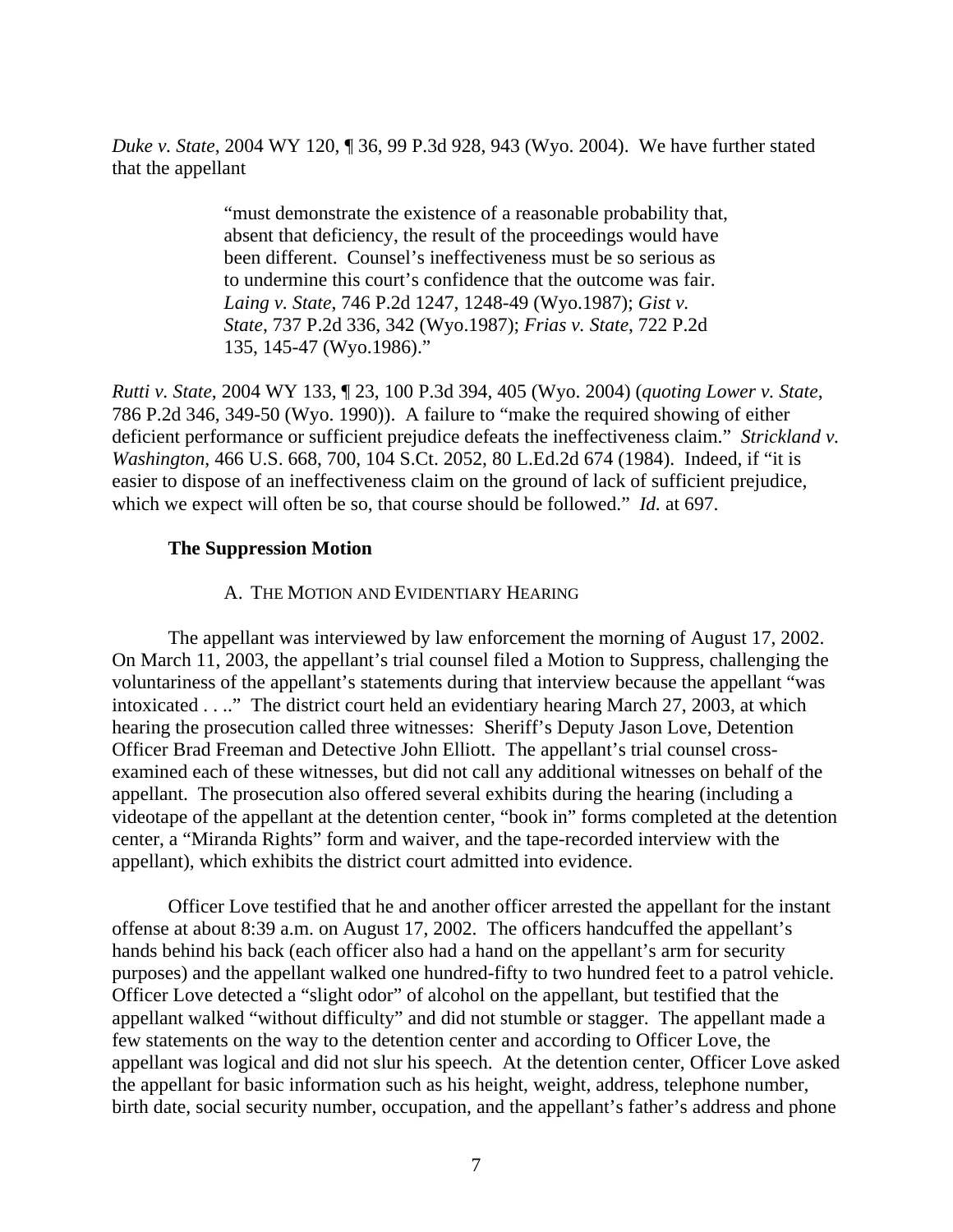*Duke v. State*, 2004 WY 120, ¶ 36, 99 P.3d 928, 943 (Wyo. 2004). We have further stated that the appellant

> "must demonstrate the existence of a reasonable probability that, absent that deficiency, the result of the proceedings would have been different. Counsel's ineffectiveness must be so serious as to undermine this court's confidence that the outcome was fair. *Laing v. State*, 746 P.2d 1247, 1248-49 (Wyo.1987); *Gist v. State*, 737 P.2d 336, 342 (Wyo.1987); *Frias v. State*, 722 P.2d 135, 145-47 (Wyo.1986)."

*Rutti v. State*, 2004 WY 133, ¶ 23, 100 P.3d 394, 405 (Wyo. 2004) (*quoting Lower v. State*, 786 P.2d 346, 349-50 (Wyo. 1990)). A failure to "make the required showing of either deficient performance or sufficient prejudice defeats the ineffectiveness claim." *Strickland v. Washington*, 466 U.S. 668, 700, 104 S.Ct. 2052, 80 L.Ed.2d 674 (1984). Indeed, if "it is easier to dispose of an ineffectiveness claim on the ground of lack of sufficient prejudice, which we expect will often be so, that course should be followed." *Id.* at 697.

**The Suppression Motion**

A. THE MOTION AND EVIDENTIARY HEARING

The appellant was interviewed by law enforcement the morning of August 17, 2002. On March 11, 2003, the appellant's trial counsel filed a Motion to Suppress, challenging the voluntariness of the appellant's statements during that interview because the appellant "was intoxicated . . .." The district court held an evidentiary hearing March 27, 2003, at which hearing the prosecution called three witnesses: Sheriff's Deputy Jason Love, Detention Officer Brad Freeman and Detective John Elliott. The appellant's trial counsel cross-examined each of these witnesses, but did not call any additional witnesses on behalf of the appellant. The prosecution also offered several exhibits during the hearing (including a videotape of the appellant at the detention center, "book in" forms completed at the detention center, a "Miranda Rights" form and waiver, and the tape-recorded interview with the appellant), which exhibits the district court admitted into evidence.

Officer Love testified that he and another officer arrested the appellant for the instant offense at about 8:39 a.m. on August 17, 2002. The officers handcuffed the appellant's hands behind his back (each officer also had a hand on the appellant's arm for security purposes) and the appellant walked one hundred-fifty to two hundred feet to a patrol vehicle. Officer Love detected a "slight odor" of alcohol on the appellant, but testified that the appellant walked "without difficulty" and did not stumble or stagger. The appellant made a few statements on the way to the detention center and according to Officer Love, the appellant was logical and did not slur his speech. At the detention center, Officer Love asked the appellant for basic information such as his height, weight, address, telephone number, birth date, social security number, occupation, and the appellant's father's address and phone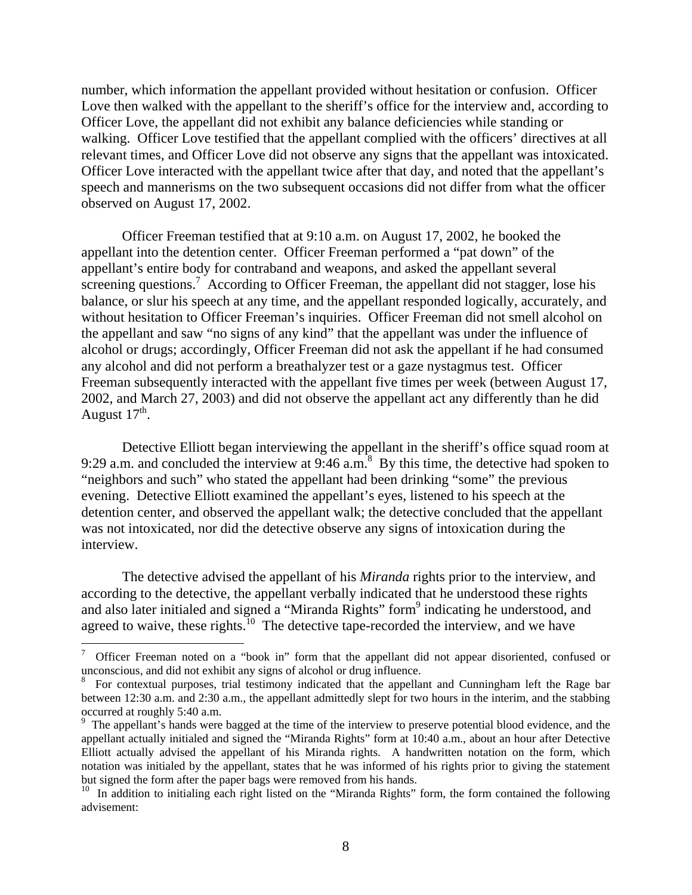number, which information the appellant provided without hesitation or confusion. Officer Love then walked with the appellant to the sheriff's office for the interview and, according to Officer Love, the appellant did not exhibit any balance deficiencies while standing or walking. Officer Love testified that the appellant complied with the officers' directives at all relevant times, and Officer Love did not observe any signs that the appellant was intoxicated. Officer Love interacted with the appellant twice after that day, and noted that the appellant's speech and mannerisms on the two subsequent occasions did not differ from what the officer observed on August 17, 2002.

Officer Freeman testified that at 9:10 a.m. on August 17, 2002, he booked the appellant into the detention center. Officer Freeman performed a "pat down" of the appellant's entire body for contraband and weapons, and asked the appellant several screening questions.[7] According to Officer Freeman, the appellant did not stagger, lose his balance, or slur his speech at any time, and the appellant responded logically, accurately, and without hesitation to Officer Freeman's inquiries. Officer Freeman did not smell alcohol on the appellant and saw "no signs of any kind" that the appellant was under the influence of alcohol or drugs; accordingly, Officer Freeman did not ask the appellant if he had consumed any alcohol and did not perform a breathalyzer test or a gaze nystagmus test. Officer Freeman subsequently interacted with the appellant five times per week (between August 17, 2002, and March 27, 2003) and did not observe the appellant act any differently than he did August 17th.

Detective Elliott began interviewing the appellant in the sheriff's office squad room at 9:29 a.m. and concluded the interview at 9:46 a.m.[8] By this time, the detective had spoken to "neighbors and such" who stated the appellant had been drinking "some" the previous evening. Detective Elliott examined the appellant's eyes, listened to his speech at the detention center, and observed the appellant walk; the detective concluded that the appellant was not intoxicated, nor did the detective observe any signs of intoxication during the interview.

The detective advised the appellant of his *Miranda* rights prior to the interview, and according to the detective, the appellant verbally indicated that he understood these rights and also later initialed and signed a "Miranda Rights" form[9] indicating he understood, and agreed to waive, these rights.[10] The detective tape-recorded the interview, and we have

---

[7] Officer Freeman noted on a "book in" form that the appellant did not appear disoriented, confused or unconscious, and did not exhibit any signs of alcohol or drug influence.

[8] For contextual purposes, trial testimony indicated that the appellant and Cunningham left the Rage bar between 12:30 a.m. and 2:30 a.m., the appellant admittedly slept for two hours in the interim, and the stabbing occurred at roughly 5:40 a.m.

[9] The appellant's hands were bagged at the time of the interview to preserve potential blood evidence, and the appellant actually initialed and signed the "Miranda Rights" form at 10:40 a.m., about an hour after Detective Elliott actually advised the appellant of his Miranda rights. A handwritten notation on the form, which notation was initialed by the appellant, states that he was informed of his rights prior to giving the statement but signed the form after the paper bags were removed from his hands.

[10] In addition to initialing each right listed on the "Miranda Rights" form, the form contained the following advisement: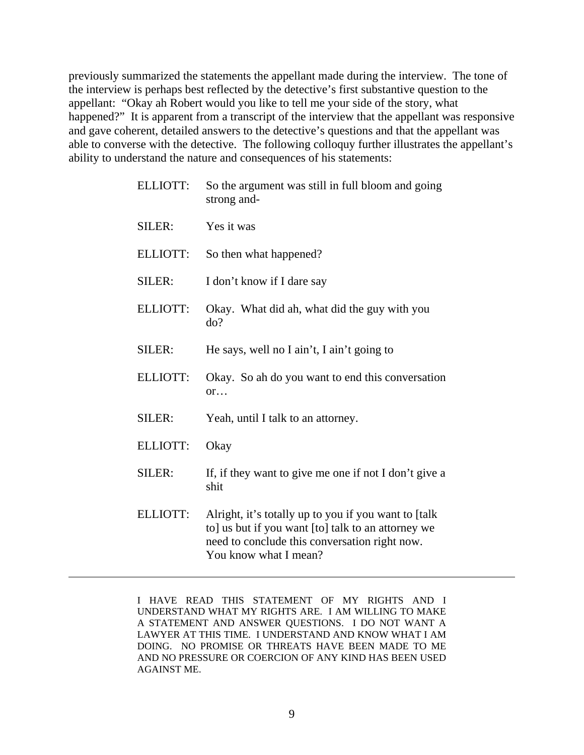previously summarized the statements the appellant made during the interview. The tone of the interview is perhaps best reflected by the detective's first substantive question to the appellant: "Okay ah Robert would you like to tell me your side of the story, what happened?" It is apparent from a transcript of the interview that the appellant was responsive and gave coherent, detailed answers to the detective's questions and that the appellant was able to converse with the detective. The following colloquy further illustrates the appellant's ability to understand the nature and consequences of his statements:

> ELLIOTT: So the argument was still in full bloom and going strong and-
>
> SILER: Yes it was
>
> ELLIOTT: So then what happened?
>
> SILER: I don't know if I dare say
>
> ELLIOTT: Okay. What did ah, what did the guy with you do?
>
> SILER: He says, well no I ain't, I ain't going to
>
> ELLIOTT: Okay. So ah do you want to end this conversation or…
>
> SILER: Yeah, until I talk to an attorney.
>
> ELLIOTT: Okay
>
> SILER: If, if they want to give me one if not I don't give a shit
>
> ELLIOTT: Alright, it's totally up to you if you want to [talk to] us but if you want [to] talk to an attorney we need to conclude this conversation right now. You know what I mean?

---

> I HAVE READ THIS STATEMENT OF MY RIGHTS AND I UNDERSTAND WHAT MY RIGHTS ARE. I AM WILLING TO MAKE A STATEMENT AND ANSWER QUESTIONS. I DO NOT WANT A LAWYER AT THIS TIME. I UNDERSTAND AND KNOW WHAT I AM DOING. NO PROMISE OR THREATS HAVE BEEN MADE TO ME AND NO PRESSURE OR COERCION OF ANY KIND HAS BEEN USED AGAINST ME.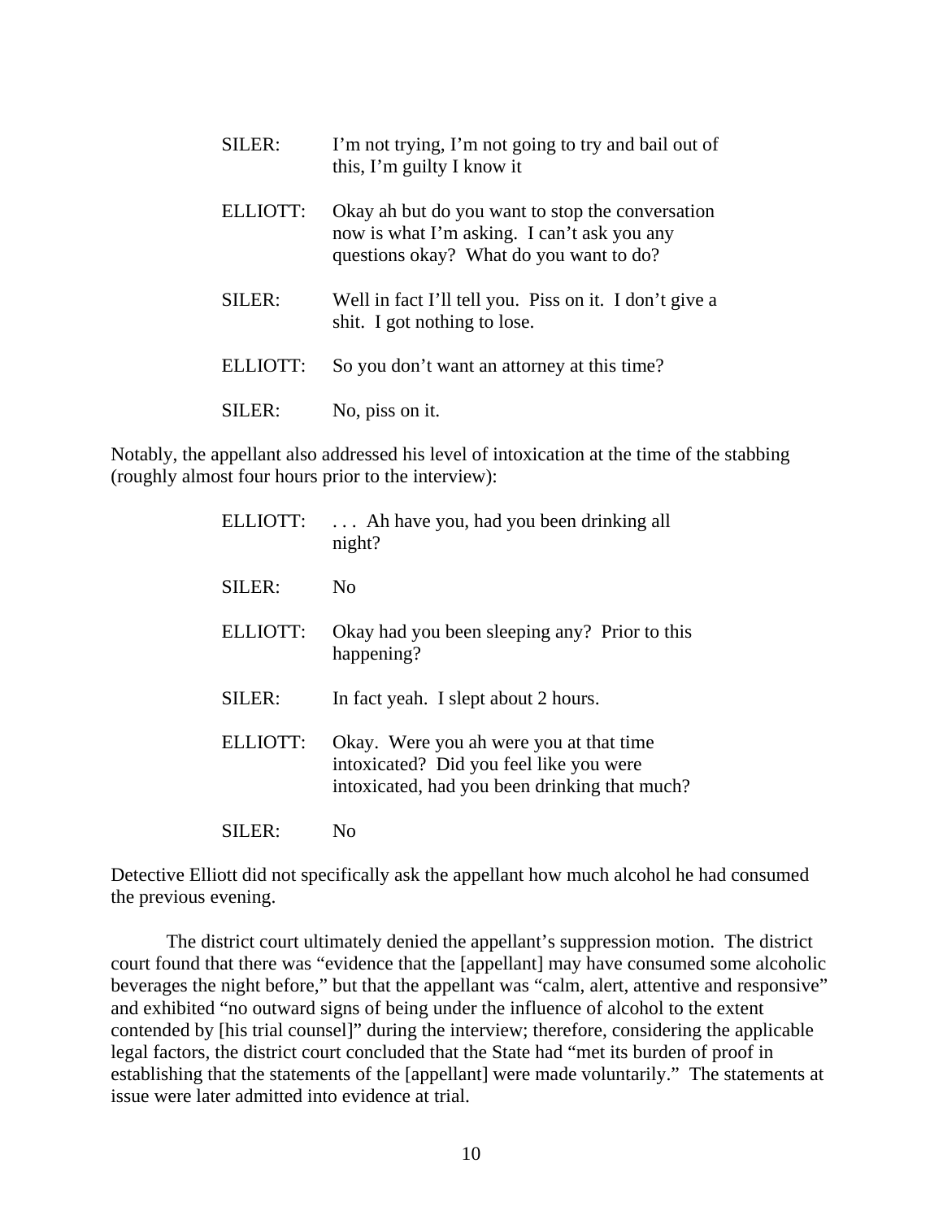SILER: I'm not trying, I'm not going to try and bail out of this, I'm guilty I know it

ELLIOTT: Okay ah but do you want to stop the conversation now is what I'm asking. I can't ask you any questions okay? What do you want to do?

SILER: Well in fact I'll tell you. Piss on it. I don't give a shit. I got nothing to lose.

ELLIOTT: So you don't want an attorney at this time?

SILER: No, piss on it.

Notably, the appellant also addressed his level of intoxication at the time of the stabbing (roughly almost four hours prior to the interview):

ELLIOTT: . . . Ah have you, had you been drinking all night?

SILER: No

ELLIOTT: Okay had you been sleeping any? Prior to this happening?

SILER: In fact yeah. I slept about 2 hours.

ELLIOTT: Okay. Were you ah were you at that time intoxicated? Did you feel like you were intoxicated, had you been drinking that much?

SILER: No

Detective Elliott did not specifically ask the appellant how much alcohol he had consumed the previous evening.

The district court ultimately denied the appellant's suppression motion. The district court found that there was "evidence that the [appellant] may have consumed some alcoholic beverages the night before," but that the appellant was "calm, alert, attentive and responsive" and exhibited "no outward signs of being under the influence of alcohol to the extent contended by [his trial counsel]" during the interview; therefore, considering the applicable legal factors, the district court concluded that the State had "met its burden of proof in establishing that the statements of the [appellant] were made voluntarily." The statements at issue were later admitted into evidence at trial.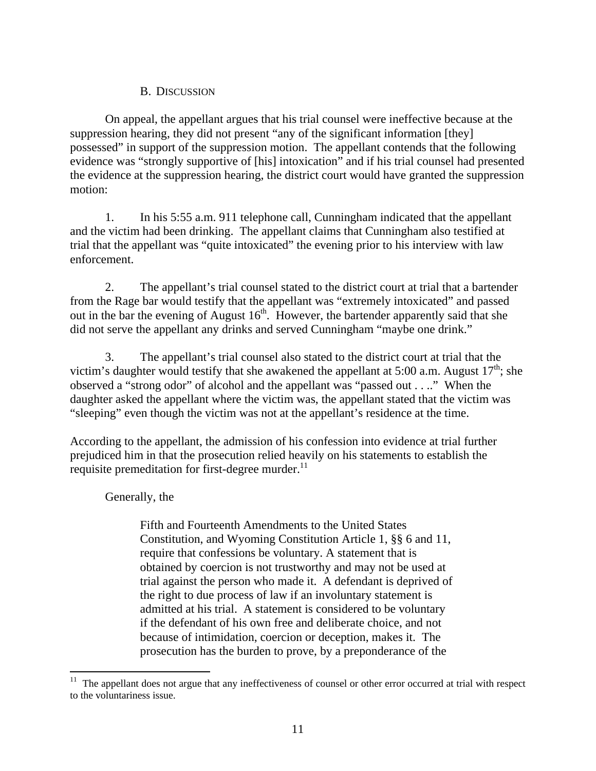### B. Discussion

On appeal, the appellant argues that his trial counsel were ineffective because at the suppression hearing, they did not present "any of the significant information [they] possessed" in support of the suppression motion. The appellant contends that the following evidence was "strongly supportive of [his] intoxication" and if his trial counsel had presented the evidence at the suppression hearing, the district court would have granted the suppression motion:

1. In his 5:55 a.m. 911 telephone call, Cunningham indicated that the appellant and the victim had been drinking. The appellant claims that Cunningham also testified at trial that the appellant was "quite intoxicated" the evening prior to his interview with law enforcement.

2. The appellant's trial counsel stated to the district court at trial that a bartender from the Rage bar would testify that the appellant was "extremely intoxicated" and passed out in the bar the evening of August 16th. However, the bartender apparently said that she did not serve the appellant any drinks and served Cunningham "maybe one drink."

3. The appellant's trial counsel also stated to the district court at trial that the victim's daughter would testify that she awakened the appellant at 5:00 a.m. August 17th; she observed a "strong odor" of alcohol and the appellant was "passed out . . .." When the daughter asked the appellant where the victim was, the appellant stated that the victim was "sleeping" even though the victim was not at the appellant's residence at the time.

According to the appellant, the admission of his confession into evidence at trial further prejudiced him in that the prosecution relied heavily on his statements to establish the requisite premeditation for first-degree murder.[11]

Generally, the

> Fifth and Fourteenth Amendments to the United States Constitution, and Wyoming Constitution Article 1, §§ 6 and 11, require that confessions be voluntary. A statement that is obtained by coercion is not trustworthy and may not be used at trial against the person who made it. A defendant is deprived of the right to due process of law if an involuntary statement is admitted at his trial. A statement is considered to be voluntary if the defendant of his own free and deliberate choice, and not because of intimidation, coercion or deception, makes it. The prosecution has the burden to prove, by a preponderance of the

---

[11] The appellant does not argue that any ineffectiveness of counsel or other error occurred at trial with respect to the voluntariness issue.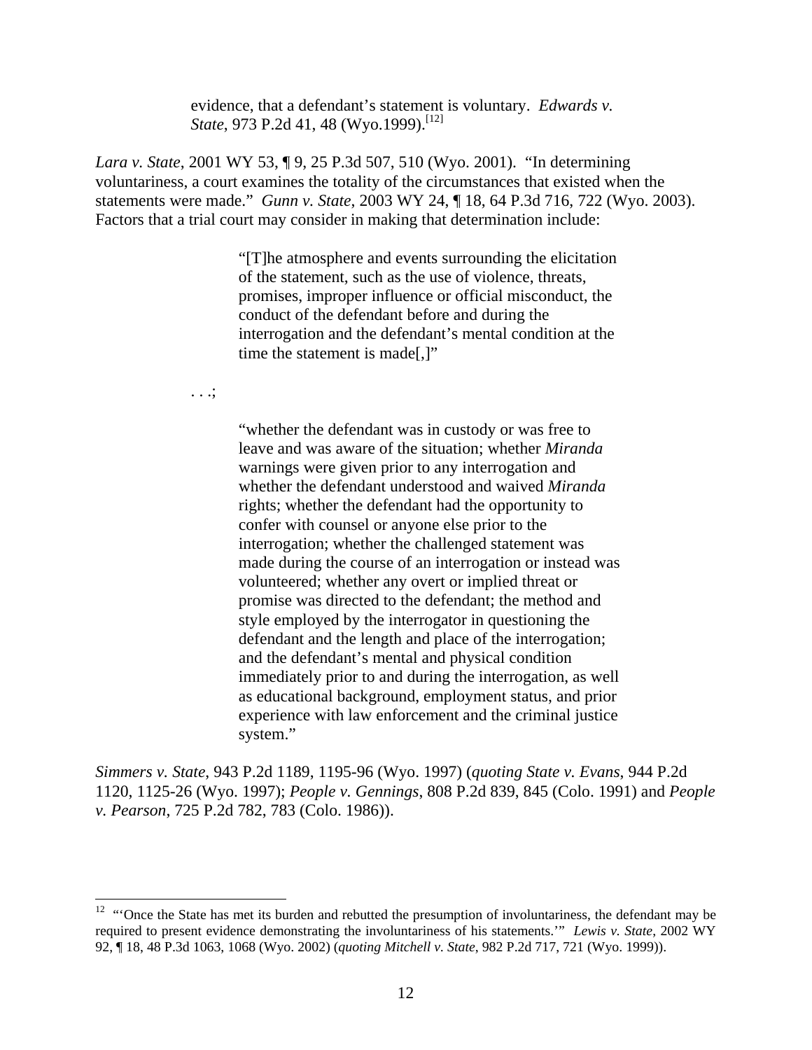> evidence, that a defendant's statement is voluntary. *Edwards v. State*, 973 P.2d 41, 48 (Wyo.1999).[12]

*Lara v. State*, 2001 WY 53, ¶ 9, 25 P.3d 507, 510 (Wyo. 2001). "In determining voluntariness, a court examines the totality of the circumstances that existed when the statements were made." *Gunn v. State*, 2003 WY 24, ¶ 18, 64 P.3d 716, 722 (Wyo. 2003). Factors that a trial court may consider in making that determination include:

> "[T]he atmosphere and events surrounding the elicitation of the statement, such as the use of violence, threats, promises, improper influence or official misconduct, the conduct of the defendant before and during the interrogation and the defendant's mental condition at the time the statement is made[,]"
>
> . . .;
>
> "whether the defendant was in custody or was free to leave and was aware of the situation; whether *Miranda* warnings were given prior to any interrogation and whether the defendant understood and waived *Miranda* rights; whether the defendant had the opportunity to confer with counsel or anyone else prior to the interrogation; whether the challenged statement was made during the course of an interrogation or instead was volunteered; whether any overt or implied threat or promise was directed to the defendant; the method and style employed by the interrogator in questioning the defendant and the length and place of the interrogation; and the defendant's mental and physical condition immediately prior to and during the interrogation, as well as educational background, employment status, and prior experience with law enforcement and the criminal justice system."

*Simmers v. State*, 943 P.2d 1189, 1195-96 (Wyo. 1997) (*quoting State v. Evans*, 944 P.2d 1120, 1125-26 (Wyo. 1997); *People v. Gennings*, 808 P.2d 839, 845 (Colo. 1991) and *People v. Pearson*, 725 P.2d 782, 783 (Colo. 1986)).

---

[12] "'Once the State has met its burden and rebutted the presumption of involuntariness, the defendant may be required to present evidence demonstrating the involuntariness of his statements.'" *Lewis v. State*, 2002 WY 92, ¶ 18, 48 P.3d 1063, 1068 (Wyo. 2002) (*quoting Mitchell v. State*, 982 P.2d 717, 721 (Wyo. 1999)).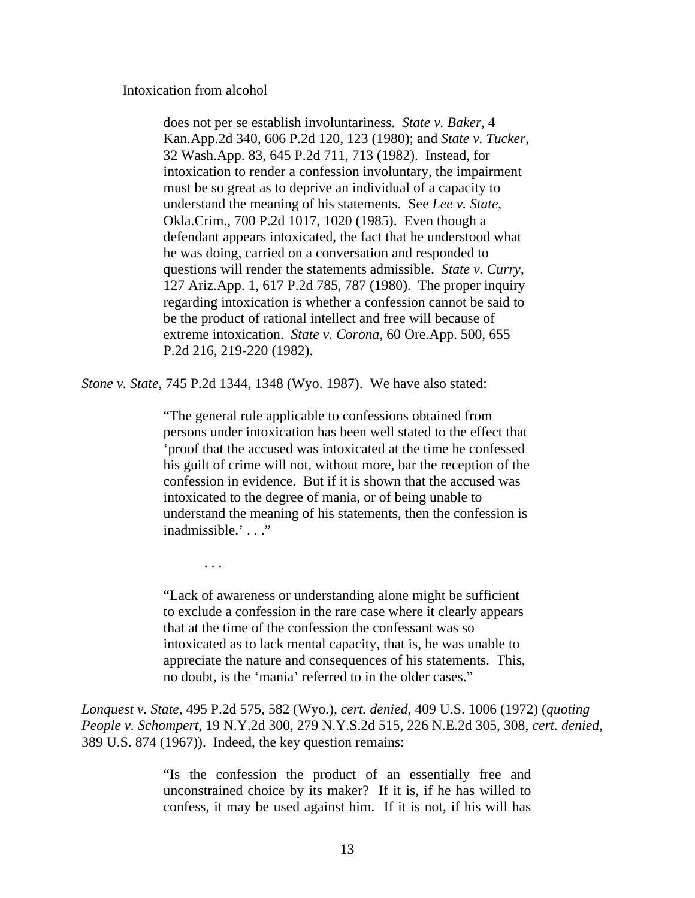Intoxication from alcohol

> does not per se establish involuntariness. *State v. Baker*, 4 Kan.App.2d 340, 606 P.2d 120, 123 (1980); and *State v. Tucker*, 32 Wash.App. 83, 645 P.2d 711, 713 (1982). Instead, for intoxication to render a confession involuntary, the impairment must be so great as to deprive an individual of a capacity to understand the meaning of his statements. See *Lee v. State*, Okla.Crim., 700 P.2d 1017, 1020 (1985). Even though a defendant appears intoxicated, the fact that he understood what he was doing, carried on a conversation and responded to questions will render the statements admissible. *State v. Curry*, 127 Ariz.App. 1, 617 P.2d 785, 787 (1980). The proper inquiry regarding intoxication is whether a confession cannot be said to be the product of rational intellect and free will because of extreme intoxication. *State v. Corona*, 60 Ore.App. 500, 655 P.2d 216, 219-220 (1982).

*Stone v. State*, 745 P.2d 1344, 1348 (Wyo. 1987). We have also stated:

> "The general rule applicable to confessions obtained from persons under intoxication has been well stated to the effect that 'proof that the accused was intoxicated at the time he confessed his guilt of crime will not, without more, bar the reception of the confession in evidence. But if it is shown that the accused was intoxicated to the degree of mania, or of being unable to understand the meaning of his statements, then the confession is inadmissible.' . . ."
>
> . . .
>
> "Lack of awareness or understanding alone might be sufficient to exclude a confession in the rare case where it clearly appears that at the time of the confession the confessant was so intoxicated as to lack mental capacity, that is, he was unable to appreciate the nature and consequences of his statements. This, no doubt, is the 'mania' referred to in the older cases."

*Lonquest v. State*, 495 P.2d 575, 582 (Wyo.), *cert. denied*, 409 U.S. 1006 (1972) (*quoting People v. Schompert*, 19 N.Y.2d 300, 279 N.Y.S.2d 515, 226 N.E.2d 305, 308, *cert. denied*, 389 U.S. 874 (1967)). Indeed, the key question remains:

> "Is the confession the product of an essentially free and unconstrained choice by its maker? If it is, if he has willed to confess, it may be used against him. If it is not, if his will has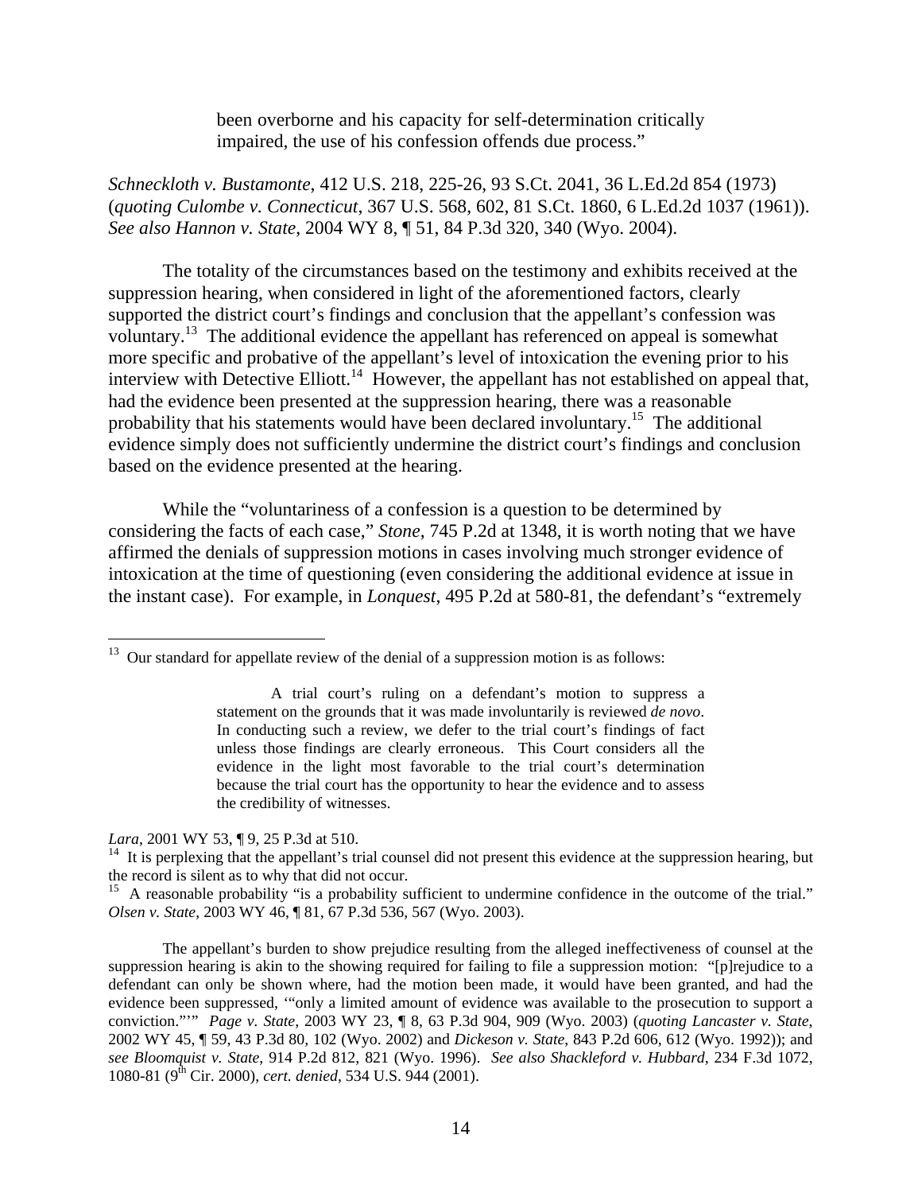> been overborne and his capacity for self-determination critically impaired, the use of his confession offends due process."

*Schneckloth v. Bustamonte*, 412 U.S. 218, 225-26, 93 S.Ct. 2041, 36 L.Ed.2d 854 (1973) (*quoting Culombe v. Connecticut*, 367 U.S. 568, 602, 81 S.Ct. 1860, 6 L.Ed.2d 1037 (1961)). *See also Hannon v. State*, 2004 WY 8, ¶ 51, 84 P.3d 320, 340 (Wyo. 2004).

The totality of the circumstances based on the testimony and exhibits received at the suppression hearing, when considered in light of the aforementioned factors, clearly supported the district court's findings and conclusion that the appellant's confession was voluntary.[13] The additional evidence the appellant has referenced on appeal is somewhat more specific and probative of the appellant's level of intoxication the evening prior to his interview with Detective Elliott.[14] However, the appellant has not established on appeal that, had the evidence been presented at the suppression hearing, there was a reasonable probability that his statements would have been declared involuntary.[15] The additional evidence simply does not sufficiently undermine the district court's findings and conclusion based on the evidence presented at the hearing.

While the "voluntariness of a confession is a question to be determined by considering the facts of each case," *Stone*, 745 P.2d at 1348, it is worth noting that we have affirmed the denials of suppression motions in cases involving much stronger evidence of intoxication at the time of questioning (even considering the additional evidence at issue in the instant case). For example, in *Lonquest*, 495 P.2d at 580-81, the defendant's "extremely

---

[13] Our standard for appellate review of the denial of a suppression motion is as follows:

> A trial court's ruling on a defendant's motion to suppress a statement on the grounds that it was made involuntarily is reviewed *de novo*. In conducting such a review, we defer to the trial court's findings of fact unless those findings are clearly erroneous. This Court considers all the evidence in the light most favorable to the trial court's determination because the trial court has the opportunity to hear the evidence and to assess the credibility of witnesses.

*Lara*, 2001 WY 53, ¶ 9, 25 P.3d at 510.

[14] It is perplexing that the appellant's trial counsel did not present this evidence at the suppression hearing, but the record is silent as to why that did not occur.

[15] A reasonable probability "is a probability sufficient to undermine confidence in the outcome of the trial." *Olsen v. State*, 2003 WY 46, ¶ 81, 67 P.3d 536, 567 (Wyo. 2003).

The appellant's burden to show prejudice resulting from the alleged ineffectiveness of counsel at the suppression hearing is akin to the showing required for failing to file a suppression motion: "[p]rejudice to a defendant can only be shown where, had the motion been made, it would have been granted, and had the evidence been suppressed, '"only a limited amount of evidence was available to the prosecution to support a conviction."'" *Page v. State*, 2003 WY 23, ¶ 8, 63 P.3d 904, 909 (Wyo. 2003) (*quoting Lancaster v. State*, 2002 WY 45, ¶ 59, 43 P.3d 80, 102 (Wyo. 2002) and *Dickeson v. State*, 843 P.2d 606, 612 (Wyo. 1992)); and *see Bloomquist v. State*, 914 P.2d 812, 821 (Wyo. 1996). *See also Shackleford v. Hubbard*, 234 F.3d 1072, 1080-81 (9th Cir. 2000), *cert. denied*, 534 U.S. 944 (2001).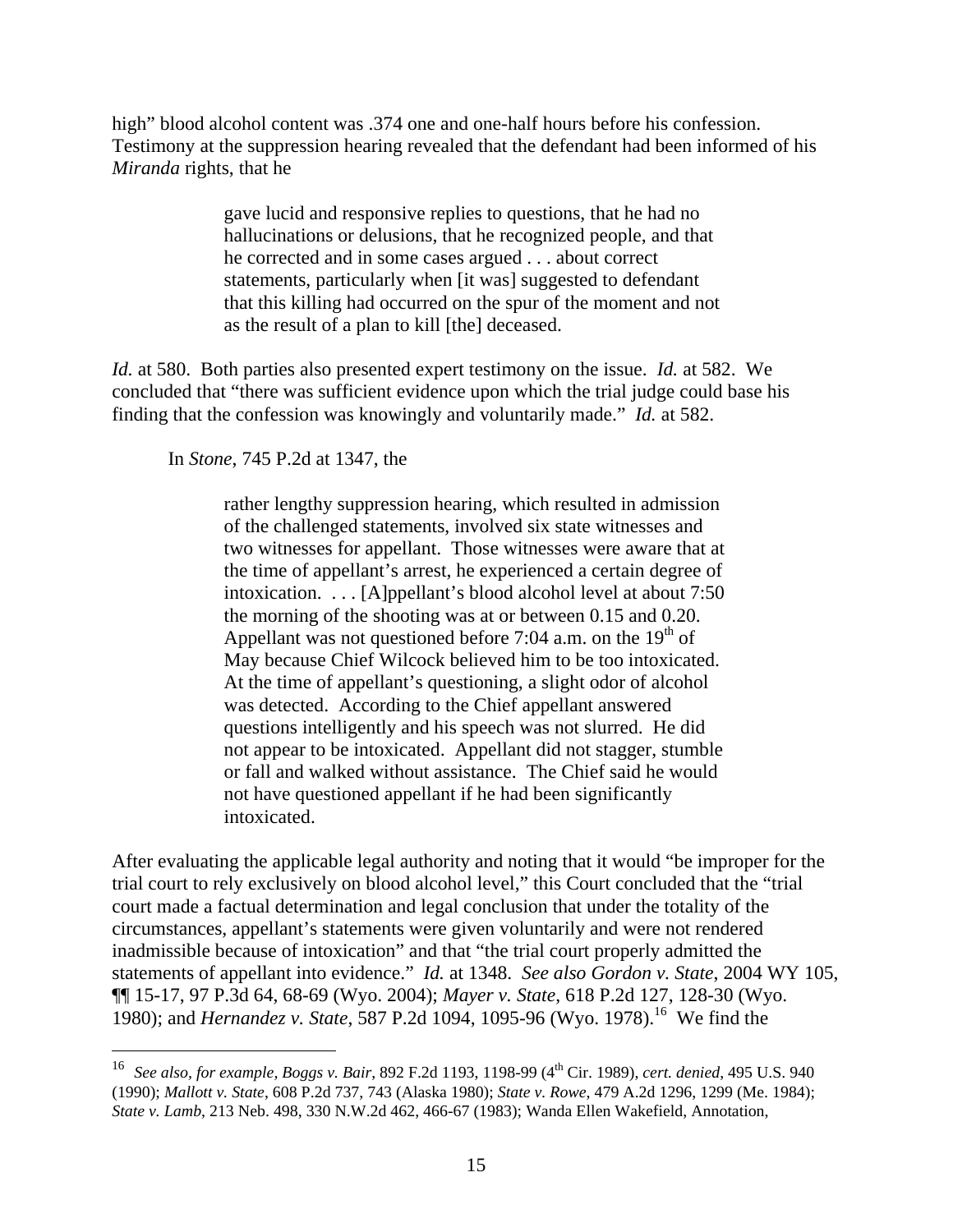high" blood alcohol content was .374 one and one-half hours before his confession. Testimony at the suppression hearing revealed that the defendant had been informed of his *Miranda* rights, that he

> gave lucid and responsive replies to questions, that he had no hallucinations or delusions, that he recognized people, and that he corrected and in some cases argued . . . about correct statements, particularly when [it was] suggested to defendant that this killing had occurred on the spur of the moment and not as the result of a plan to kill [the] deceased.

*Id.* at 580. Both parties also presented expert testimony on the issue. *Id.* at 582. We concluded that "there was sufficient evidence upon which the trial judge could base his finding that the confession was knowingly and voluntarily made." *Id.* at 582.

In *Stone*, 745 P.2d at 1347, the

> rather lengthy suppression hearing, which resulted in admission of the challenged statements, involved six state witnesses and two witnesses for appellant. Those witnesses were aware that at the time of appellant's arrest, he experienced a certain degree of intoxication. . . . [A]ppellant's blood alcohol level at about 7:50 the morning of the shooting was at or between 0.15 and 0.20. Appellant was not questioned before 7:04 a.m. on the 19th of May because Chief Wilcock believed him to be too intoxicated. At the time of appellant's questioning, a slight odor of alcohol was detected. According to the Chief appellant answered questions intelligently and his speech was not slurred. He did not appear to be intoxicated. Appellant did not stagger, stumble or fall and walked without assistance. The Chief said he would not have questioned appellant if he had been significantly intoxicated.

After evaluating the applicable legal authority and noting that it would "be improper for the trial court to rely exclusively on blood alcohol level," this Court concluded that the "trial court made a factual determination and legal conclusion that under the totality of the circumstances, appellant's statements were given voluntarily and were not rendered inadmissible because of intoxication" and that "the trial court properly admitted the statements of appellant into evidence." *Id.* at 1348. *See also Gordon v. State*, 2004 WY 105, ¶¶ 15-17, 97 P.3d 64, 68-69 (Wyo. 2004); *Mayer v. State*, 618 P.2d 127, 128-30 (Wyo. 1980); and *Hernandez v. State*, 587 P.2d 1094, 1095-96 (Wyo. 1978).[16] We find the

---

[16] *See also, for example*, *Boggs v. Bair*, 892 F.2d 1193, 1198-99 (4th Cir. 1989), *cert. denied*, 495 U.S. 940 (1990); *Mallott v. State*, 608 P.2d 737, 743 (Alaska 1980); *State v. Rowe*, 479 A.2d 1296, 1299 (Me. 1984); *State v. Lamb*, 213 Neb. 498, 330 N.W.2d 462, 466-67 (1983); Wanda Ellen Wakefield, Annotation,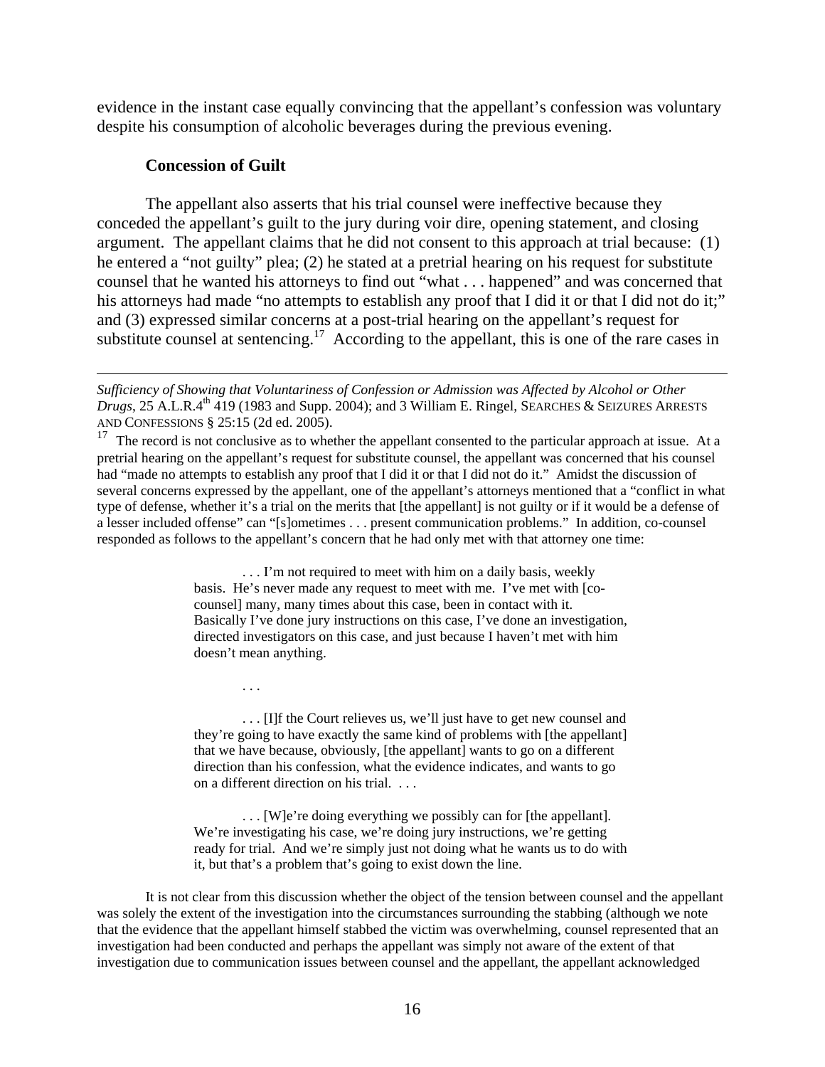evidence in the instant case equally convincing that the appellant's confession was voluntary despite his consumption of alcoholic beverages during the previous evening.

**Concession of Guilt**

The appellant also asserts that his trial counsel were ineffective because they conceded the appellant's guilt to the jury during voir dire, opening statement, and closing argument. The appellant claims that he did not consent to this approach at trial because: (1) he entered a "not guilty" plea; (2) he stated at a pretrial hearing on his request for substitute counsel that he wanted his attorneys to find out "what . . . happened" and was concerned that his attorneys had made "no attempts to establish any proof that I did it or that I did not do it;" and (3) expressed similar concerns at a post-trial hearing on the appellant's request for substitute counsel at sentencing.[17] According to the appellant, this is one of the rare cases in

---

*Sufficiency of Showing that Voluntariness of Confession or Admission was Affected by Alcohol or Other Drugs*, 25 A.L.R.4th 419 (1983 and Supp. 2004); and 3 William E. Ringel, SEARCHES & SEIZURES ARRESTS AND CONFESSIONS § 25:15 (2d ed. 2005).

[17] The record is not conclusive as to whether the appellant consented to the particular approach at issue. At a pretrial hearing on the appellant's request for substitute counsel, the appellant was concerned that his counsel had "made no attempts to establish any proof that I did it or that I did not do it." Amidst the discussion of several concerns expressed by the appellant, one of the appellant's attorneys mentioned that a "conflict in what type of defense, whether it's a trial on the merits that [the appellant] is not guilty or if it would be a defense of a lesser included offense" can "[s]ometimes . . . present communication problems." In addition, co-counsel responded as follows to the appellant's concern that he had only met with that attorney one time:

> . . . I'm not required to meet with him on a daily basis, weekly basis. He's never made any request to meet with me. I've met with [co-counsel] many, many times about this case, been in contact with it. Basically I've done jury instructions on this case, I've done an investigation, directed investigators on this case, and just because I haven't met with him doesn't mean anything.
>
> . . .
>
> . . . [I]f the Court relieves us, we'll just have to get new counsel and they're going to have exactly the same kind of problems with [the appellant] that we have because, obviously, [the appellant] wants to go on a different direction than his confession, what the evidence indicates, and wants to go on a different direction on his trial. . . .
>
> . . . [W]e're doing everything we possibly can for [the appellant]. We're investigating his case, we're doing jury instructions, we're getting ready for trial. And we're simply just not doing what he wants us to do with it, but that's a problem that's going to exist down the line.

It is not clear from this discussion whether the object of the tension between counsel and the appellant was solely the extent of the investigation into the circumstances surrounding the stabbing (although we note that the evidence that the appellant himself stabbed the victim was overwhelming, counsel represented that an investigation had been conducted and perhaps the appellant was simply not aware of the extent of that investigation due to communication issues between counsel and the appellant, the appellant acknowledged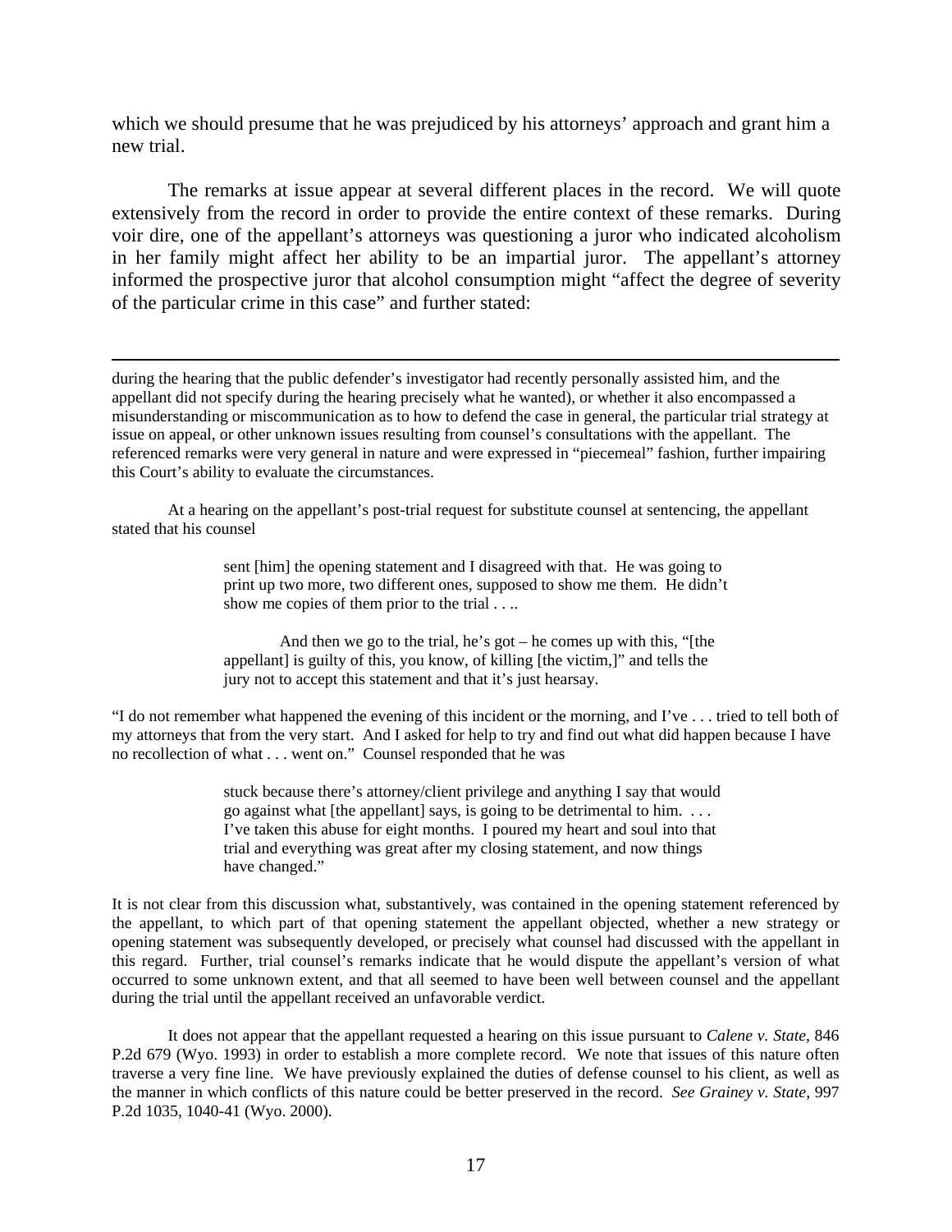which we should presume that he was prejudiced by his attorneys' approach and grant him a new trial.

The remarks at issue appear at several different places in the record. We will quote extensively from the record in order to provide the entire context of these remarks. During voir dire, one of the appellant's attorneys was questioning a juror who indicated alcoholism in her family might affect her ability to be an impartial juror. The appellant's attorney informed the prospective juror that alcohol consumption might "affect the degree of severity of the particular crime in this case" and further stated:

---

during the hearing that the public defender's investigator had recently personally assisted him, and the appellant did not specify during the hearing precisely what he wanted), or whether it also encompassed a misunderstanding or miscommunication as to how to defend the case in general, the particular trial strategy at issue on appeal, or other unknown issues resulting from counsel's consultations with the appellant. The referenced remarks were very general in nature and were expressed in "piecemeal" fashion, further impairing this Court's ability to evaluate the circumstances.

At a hearing on the appellant's post-trial request for substitute counsel at sentencing, the appellant stated that his counsel

> sent [him] the opening statement and I disagreed with that. He was going to print up two more, two different ones, supposed to show me them. He didn't show me copies of them prior to the trial . . ..
>
> And then we go to the trial, he's got – he comes up with this, "[the appellant] is guilty of this, you know, of killing [the victim,]" and tells the jury not to accept this statement and that it's just hearsay.

"I do not remember what happened the evening of this incident or the morning, and I've . . . tried to tell both of my attorneys that from the very start. And I asked for help to try and find out what did happen because I have no recollection of what . . . went on." Counsel responded that he was

> stuck because there's attorney/client privilege and anything I say that would go against what [the appellant] says, is going to be detrimental to him. . . . I've taken this abuse for eight months. I poured my heart and soul into that trial and everything was great after my closing statement, and now things have changed."

It is not clear from this discussion what, substantively, was contained in the opening statement referenced by the appellant, to which part of that opening statement the appellant objected, whether a new strategy or opening statement was subsequently developed, or precisely what counsel had discussed with the appellant in this regard. Further, trial counsel's remarks indicate that he would dispute the appellant's version of what occurred to some unknown extent, and that all seemed to have been well between counsel and the appellant during the trial until the appellant received an unfavorable verdict.

It does not appear that the appellant requested a hearing on this issue pursuant to *Calene v. State*, 846 P.2d 679 (Wyo. 1993) in order to establish a more complete record. We note that issues of this nature often traverse a very fine line. We have previously explained the duties of defense counsel to his client, as well as the manner in which conflicts of this nature could be better preserved in the record. *See Grainey v. State*, 997 P.2d 1035, 1040-41 (Wyo. 2000).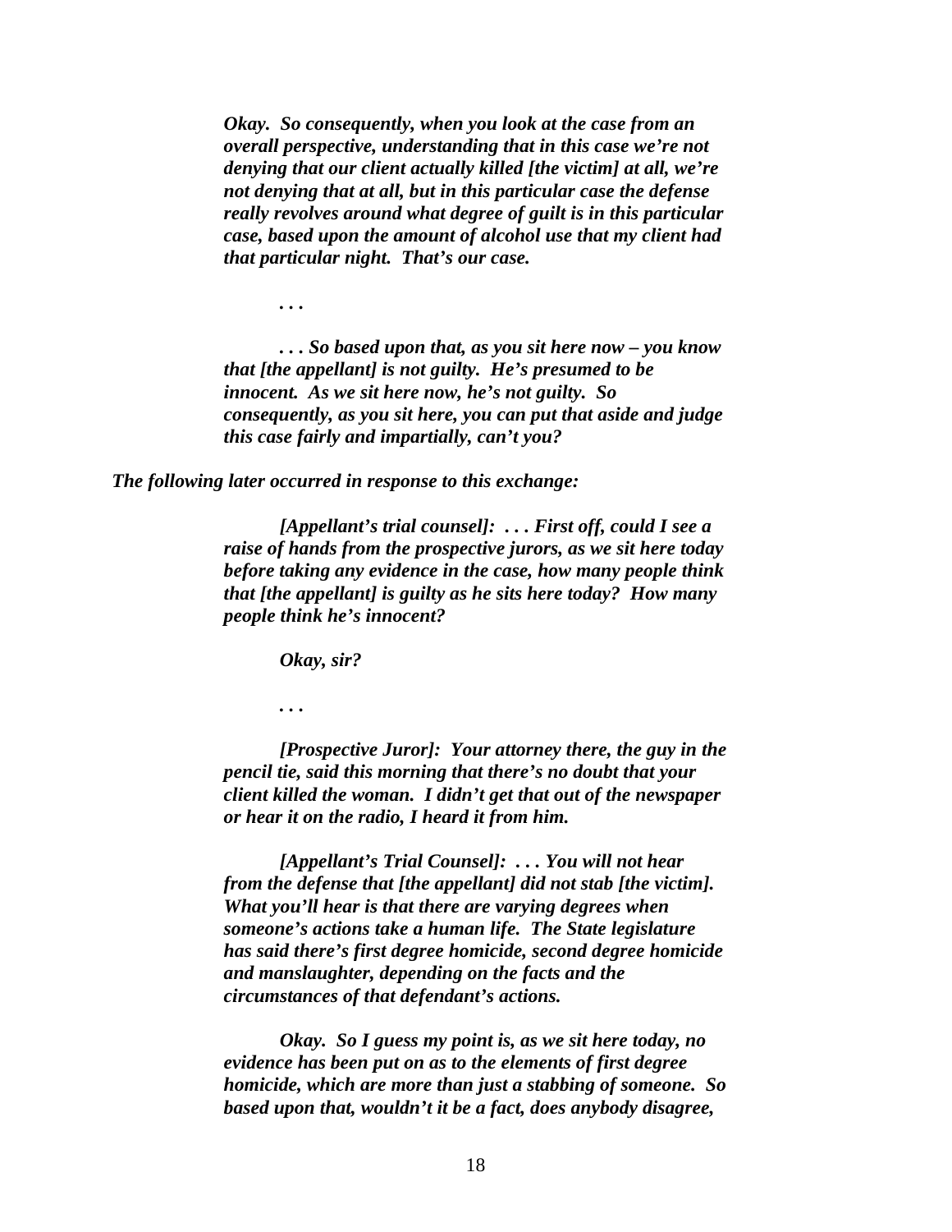*Okay. So consequently, when you look at the case from an overall perspective, understanding that in this case we're not denying that our client actually killed [the victim] at all, we're not denying that at all, but in this particular case the defense really revolves around what degree of guilt is in this particular case, based upon the amount of alcohol use that my client had that particular night. That's our case.*

*. . .*

*. . . So based upon that, as you sit here now – you know that [the appellant] is not guilty. He's presumed to be innocent. As we sit here now, he's not guilty. So consequently, as you sit here, you can put that aside and judge this case fairly and impartially, can't you?*

*The following later occurred in response to this exchange:*

*[Appellant's trial counsel]: . . . First off, could I see a raise of hands from the prospective jurors, as we sit here today before taking any evidence in the case, how many people think that [the appellant] is guilty as he sits here today? How many people think he's innocent?*

*Okay, sir?*

*. . .*

*[Prospective Juror]: Your attorney there, the guy in the pencil tie, said this morning that there's no doubt that your client killed the woman. I didn't get that out of the newspaper or hear it on the radio, I heard it from him.*

*[Appellant's Trial Counsel]: . . . You will not hear from the defense that [the appellant] did not stab [the victim]. What you'll hear is that there are varying degrees when someone's actions take a human life. The State legislature has said there's first degree homicide, second degree homicide and manslaughter, depending on the facts and the circumstances of that defendant's actions.*

*Okay. So I guess my point is, as we sit here today, no evidence has been put on as to the elements of first degree homicide, which are more than just a stabbing of someone. So based upon that, wouldn't it be a fact, does anybody disagree,*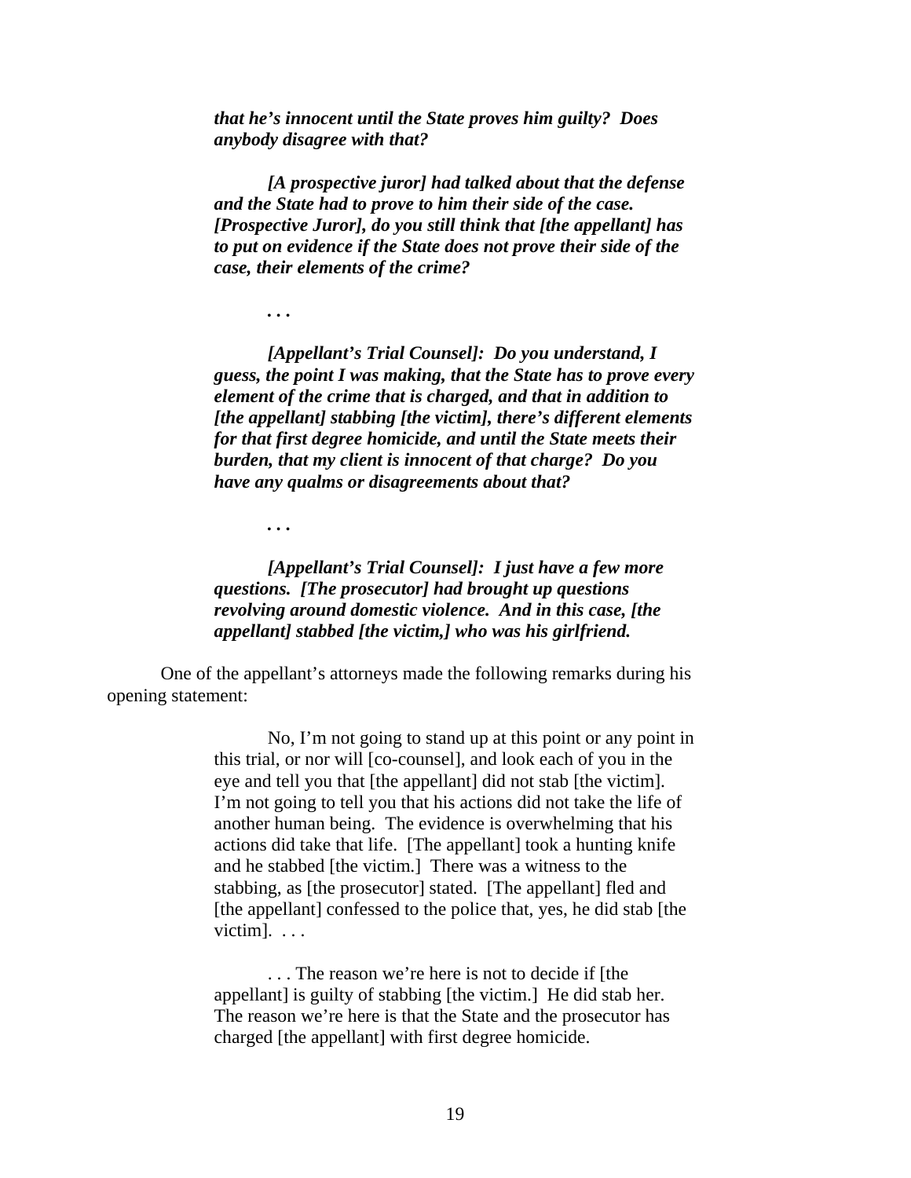> ***that he's innocent until the State proves him guilty? Does anybody disagree with that?***
>
> ***[A prospective juror] had talked about that the defense and the State had to prove to him their side of the case. [Prospective Juror], do you still think that [the appellant] has to put on evidence if the State does not prove their side of the case, their elements of the crime?***
>
> ***. . .***
>
> ***[Appellant's Trial Counsel]: Do you understand, I guess, the point I was making, that the State has to prove every element of the crime that is charged, and that in addition to [the appellant] stabbing [the victim], there's different elements for that first degree homicide, and until the State meets their burden, that my client is innocent of that charge? Do you have any qualms or disagreements about that?***
>
> ***. . .***
>
> ***[Appellant's Trial Counsel]: I just have a few more questions. [The prosecutor] had brought up questions revolving around domestic violence. And in this case, [the appellant] stabbed [the victim,] who was his girlfriend.***

One of the appellant's attorneys made the following remarks during his opening statement:

> No, I'm not going to stand up at this point or any point in this trial, or nor will [co-counsel], and look each of you in the eye and tell you that [the appellant] did not stab [the victim]. I'm not going to tell you that his actions did not take the life of another human being. The evidence is overwhelming that his actions did take that life. [The appellant] took a hunting knife and he stabbed [the victim.] There was a witness to the stabbing, as [the prosecutor] stated. [The appellant] fled and [the appellant] confessed to the police that, yes, he did stab [the victim]. . . .
>
> . . . The reason we're here is not to decide if [the appellant] is guilty of stabbing [the victim.] He did stab her. The reason we're here is that the State and the prosecutor has charged [the appellant] with first degree homicide.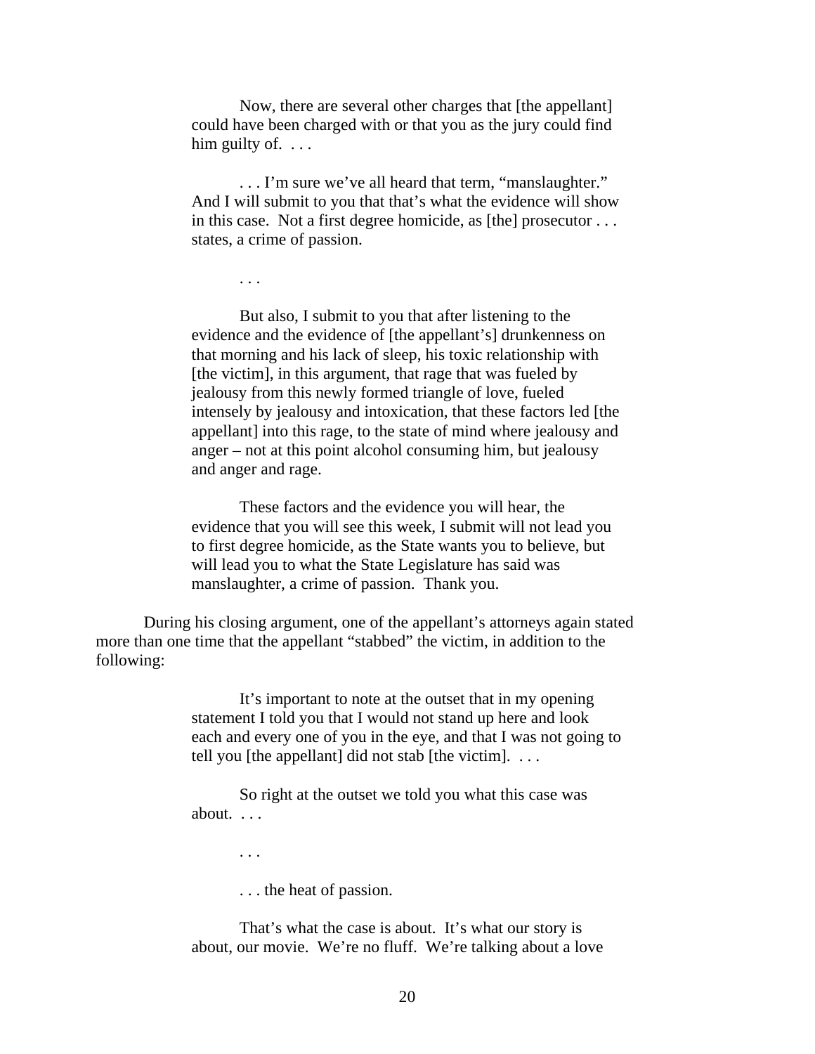> Now, there are several other charges that [the appellant] could have been charged with or that you as the jury could find him guilty of. . . .
>
> . . . I'm sure we've all heard that term, "manslaughter." And I will submit to you that that's what the evidence will show in this case. Not a first degree homicide, as [the] prosecutor . . . states, a crime of passion.
>
> . . .
>
> But also, I submit to you that after listening to the evidence and the evidence of [the appellant's] drunkenness on that morning and his lack of sleep, his toxic relationship with [the victim], in this argument, that rage that was fueled by jealousy from this newly formed triangle of love, fueled intensely by jealousy and intoxication, that these factors led [the appellant] into this rage, to the state of mind where jealousy and anger – not at this point alcohol consuming him, but jealousy and anger and rage.
>
> These factors and the evidence you will hear, the evidence that you will see this week, I submit will not lead you to first degree homicide, as the State wants you to believe, but will lead you to what the State Legislature has said was manslaughter, a crime of passion. Thank you.

During his closing argument, one of the appellant's attorneys again stated more than one time that the appellant "stabbed" the victim, in addition to the following:

> It's important to note at the outset that in my opening statement I told you that I would not stand up here and look each and every one of you in the eye, and that I was not going to tell you [the appellant] did not stab [the victim]. . . .
>
> So right at the outset we told you what this case was about. . . .
>
> . . .
>
> . . . the heat of passion.
>
> That's what the case is about. It's what our story is about, our movie. We're no fluff. We're talking about a love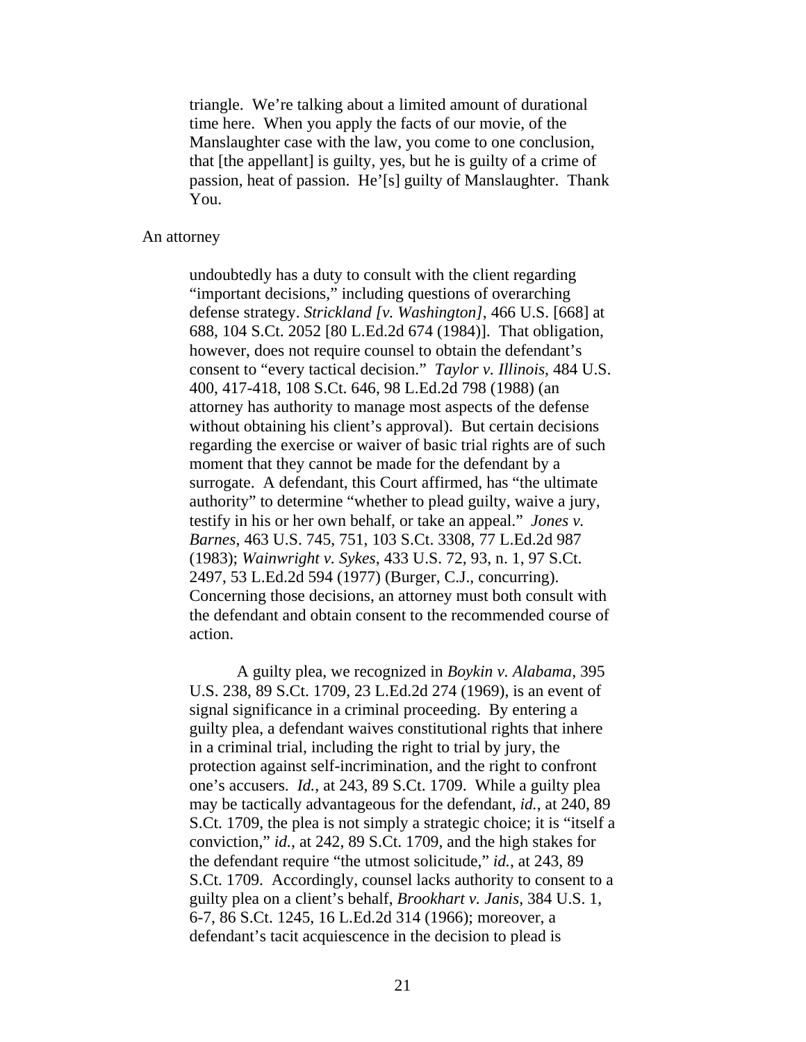triangle. We're talking about a limited amount of durational time here. When you apply the facts of our movie, of the Manslaughter case with the law, you come to one conclusion, that [the appellant] is guilty, yes, but he is guilty of a crime of passion, heat of passion. He'[s] guilty of Manslaughter. Thank You.

An attorney

> undoubtedly has a duty to consult with the client regarding "important decisions," including questions of overarching defense strategy. *Strickland [v. Washington]*, 466 U.S. [668] at 688, 104 S.Ct. 2052 [80 L.Ed.2d 674 (1984)]. That obligation, however, does not require counsel to obtain the defendant's consent to "every tactical decision." *Taylor v. Illinois*, 484 U.S. 400, 417-418, 108 S.Ct. 646, 98 L.Ed.2d 798 (1988) (an attorney has authority to manage most aspects of the defense without obtaining his client's approval). But certain decisions regarding the exercise or waiver of basic trial rights are of such moment that they cannot be made for the defendant by a surrogate. A defendant, this Court affirmed, has "the ultimate authority" to determine "whether to plead guilty, waive a jury, testify in his or her own behalf, or take an appeal." *Jones v. Barnes*, 463 U.S. 745, 751, 103 S.Ct. 3308, 77 L.Ed.2d 987 (1983); *Wainwright v. Sykes*, 433 U.S. 72, 93, n. 1, 97 S.Ct. 2497, 53 L.Ed.2d 594 (1977) (Burger, C.J., concurring). Concerning those decisions, an attorney must both consult with the defendant and obtain consent to the recommended course of action.
>
> A guilty plea, we recognized in *Boykin v. Alabama*, 395 U.S. 238, 89 S.Ct. 1709, 23 L.Ed.2d 274 (1969), is an event of signal significance in a criminal proceeding. By entering a guilty plea, a defendant waives constitutional rights that inhere in a criminal trial, including the right to trial by jury, the protection against self-incrimination, and the right to confront one's accusers. *Id.*, at 243, 89 S.Ct. 1709. While a guilty plea may be tactically advantageous for the defendant, *id.*, at 240, 89 S.Ct. 1709, the plea is not simply a strategic choice; it is "itself a conviction," *id.*, at 242, 89 S.Ct. 1709, and the high stakes for the defendant require "the utmost solicitude," *id.*, at 243, 89 S.Ct. 1709. Accordingly, counsel lacks authority to consent to a guilty plea on a client's behalf, *Brookhart v. Janis*, 384 U.S. 1, 6-7, 86 S.Ct. 1245, 16 L.Ed.2d 314 (1966); moreover, a defendant's tacit acquiescence in the decision to plead is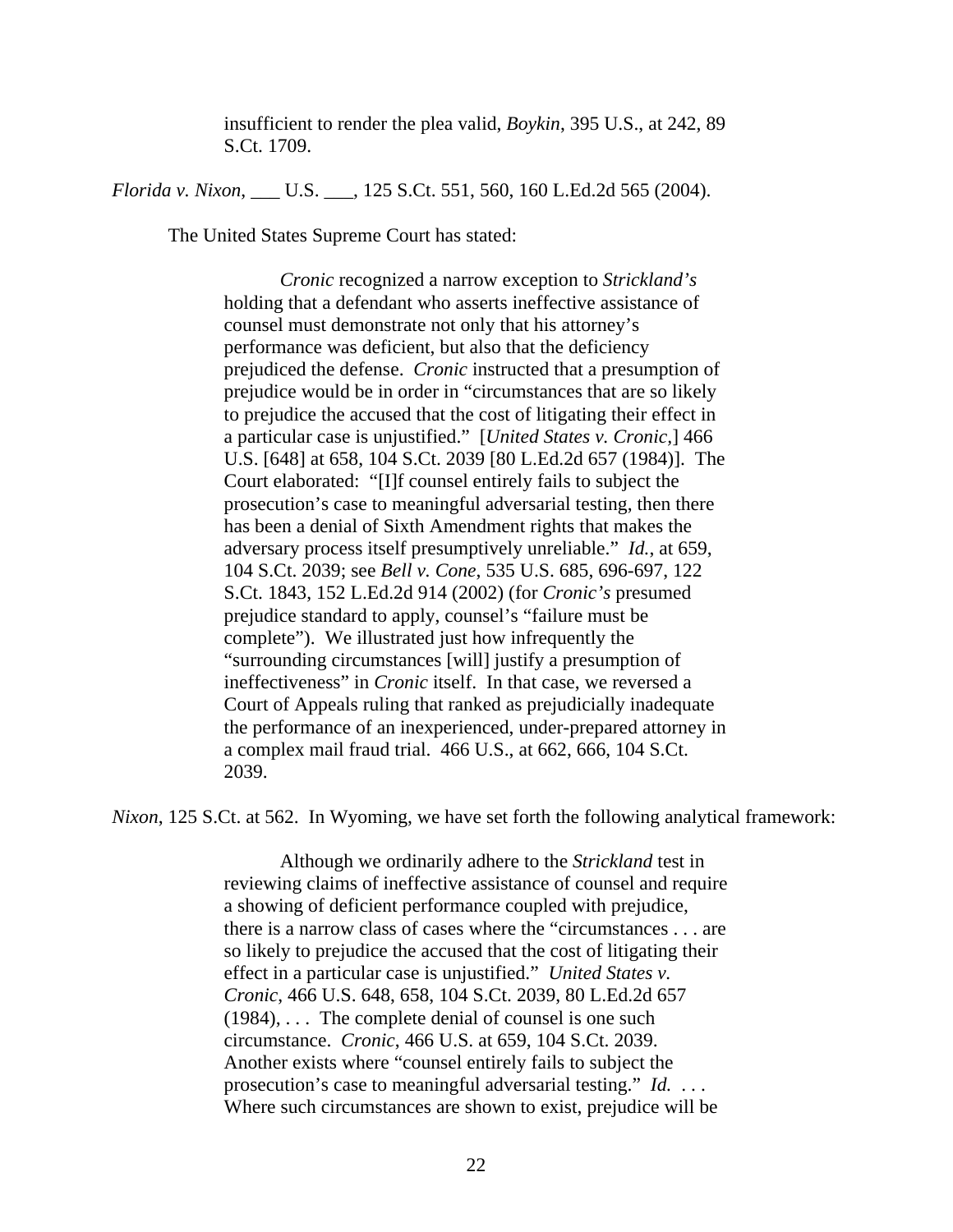> insufficient to render the plea valid, *Boykin*, 395 U.S., at 242, 89 S.Ct. 1709.

*Florida v. Nixon*, ___ U.S. ___, 125 S.Ct. 551, 560, 160 L.Ed.2d 565 (2004).

The United States Supreme Court has stated:

> *Cronic* recognized a narrow exception to *Strickland's* holding that a defendant who asserts ineffective assistance of counsel must demonstrate not only that his attorney's performance was deficient, but also that the deficiency prejudiced the defense. *Cronic* instructed that a presumption of prejudice would be in order in "circumstances that are so likely to prejudice the accused that the cost of litigating their effect in a particular case is unjustified." [*United States v. Cronic*,] 466 U.S. [648] at 658, 104 S.Ct. 2039 [80 L.Ed.2d 657 (1984)]. The Court elaborated: "[I]f counsel entirely fails to subject the prosecution's case to meaningful adversarial testing, then there has been a denial of Sixth Amendment rights that makes the adversary process itself presumptively unreliable." *Id.*, at 659, 104 S.Ct. 2039; see *Bell v. Cone*, 535 U.S. 685, 696-697, 122 S.Ct. 1843, 152 L.Ed.2d 914 (2002) (for *Cronic's* presumed prejudice standard to apply, counsel's "failure must be complete"). We illustrated just how infrequently the "surrounding circumstances [will] justify a presumption of ineffectiveness" in *Cronic* itself. In that case, we reversed a Court of Appeals ruling that ranked as prejudicially inadequate the performance of an inexperienced, under-prepared attorney in a complex mail fraud trial. 466 U.S., at 662, 666, 104 S.Ct. 2039.

*Nixon*, 125 S.Ct. at 562. In Wyoming, we have set forth the following analytical framework:

> Although we ordinarily adhere to the *Strickland* test in reviewing claims of ineffective assistance of counsel and require a showing of deficient performance coupled with prejudice, there is a narrow class of cases where the "circumstances . . . are so likely to prejudice the accused that the cost of litigating their effect in a particular case is unjustified." *United States v. Cronic*, 466 U.S. 648, 658, 104 S.Ct. 2039, 80 L.Ed.2d 657 (1984), . . . The complete denial of counsel is one such circumstance. *Cronic*, 466 U.S. at 659, 104 S.Ct. 2039. Another exists where "counsel entirely fails to subject the prosecution's case to meaningful adversarial testing." *Id.* . . . Where such circumstances are shown to exist, prejudice will be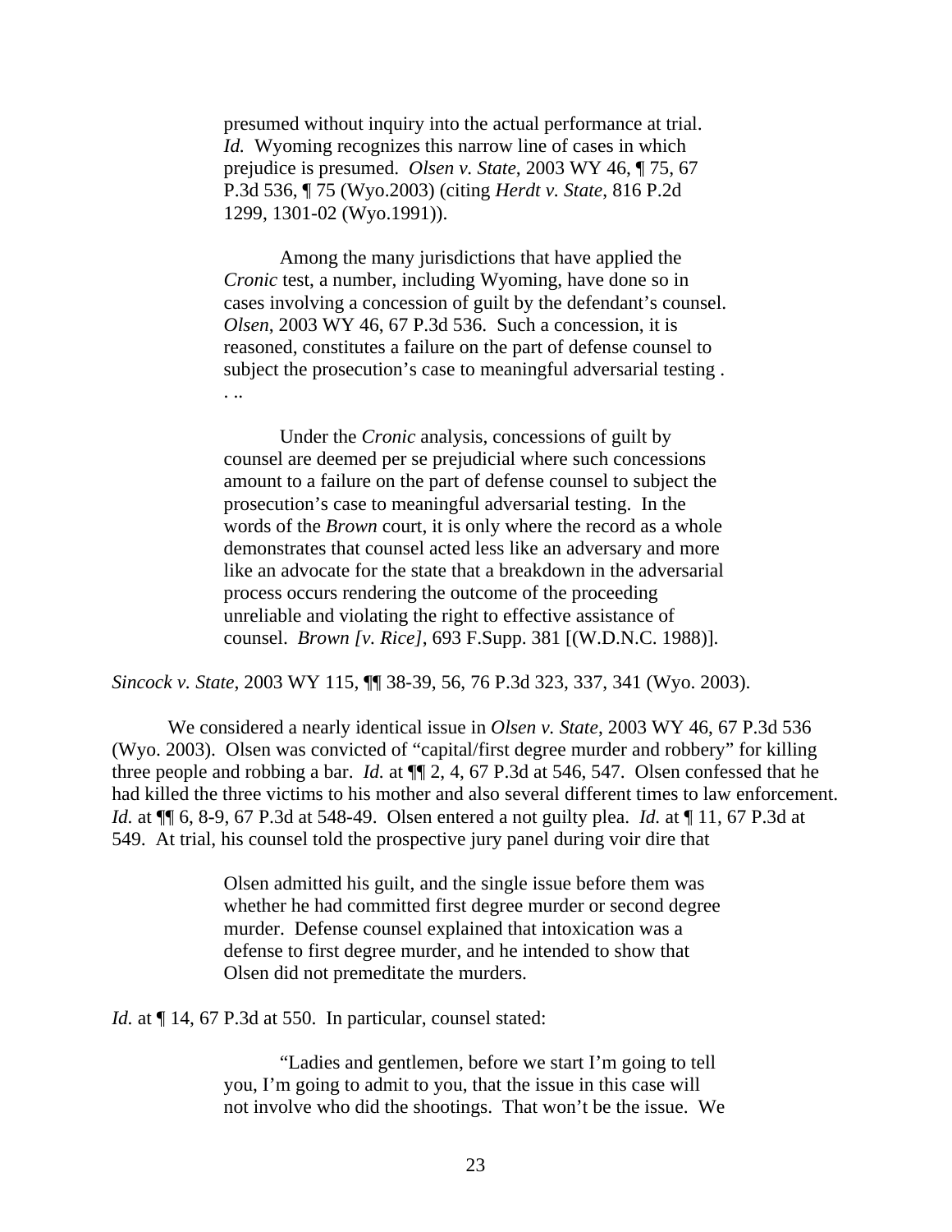> presumed without inquiry into the actual performance at trial. *Id.* Wyoming recognizes this narrow line of cases in which prejudice is presumed. *Olsen v. State*, 2003 WY 46, ¶ 75, 67 P.3d 536, ¶ 75 (Wyo.2003) (citing *Herdt v. State*, 816 P.2d 1299, 1301-02 (Wyo.1991)).
>
> Among the many jurisdictions that have applied the *Cronic* test, a number, including Wyoming, have done so in cases involving a concession of guilt by the defendant's counsel. *Olsen*, 2003 WY 46, 67 P.3d 536. Such a concession, it is reasoned, constitutes a failure on the part of defense counsel to subject the prosecution's case to meaningful adversarial testing . . ..
>
> Under the *Cronic* analysis, concessions of guilt by counsel are deemed per se prejudicial where such concessions amount to a failure on the part of defense counsel to subject the prosecution's case to meaningful adversarial testing. In the words of the *Brown* court, it is only where the record as a whole demonstrates that counsel acted less like an adversary and more like an advocate for the state that a breakdown in the adversarial process occurs rendering the outcome of the proceeding unreliable and violating the right to effective assistance of counsel. *Brown [v. Rice]*, 693 F.Supp. 381 [(W.D.N.C. 1988)].

*Sincock v. State*, 2003 WY 115, ¶¶ 38-39, 56, 76 P.3d 323, 337, 341 (Wyo. 2003).

We considered a nearly identical issue in *Olsen v. State*, 2003 WY 46, 67 P.3d 536 (Wyo. 2003). Olsen was convicted of "capital/first degree murder and robbery" for killing three people and robbing a bar. *Id.* at ¶¶ 2, 4, 67 P.3d at 546, 547. Olsen confessed that he had killed the three victims to his mother and also several different times to law enforcement. *Id.* at ¶¶ 6, 8-9, 67 P.3d at 548-49. Olsen entered a not guilty plea. *Id.* at ¶ 11, 67 P.3d at 549. At trial, his counsel told the prospective jury panel during voir dire that

> Olsen admitted his guilt, and the single issue before them was whether he had committed first degree murder or second degree murder. Defense counsel explained that intoxication was a defense to first degree murder, and he intended to show that Olsen did not premeditate the murders.

*Id.* at ¶ 14, 67 P.3d at 550. In particular, counsel stated:

> "Ladies and gentlemen, before we start I'm going to tell you, I'm going to admit to you, that the issue in this case will not involve who did the shootings. That won't be the issue. We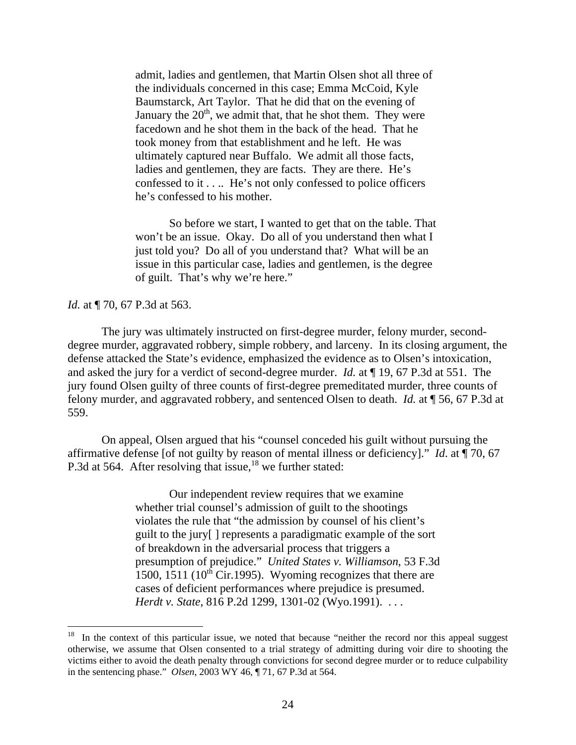> admit, ladies and gentlemen, that Martin Olsen shot all three of the individuals concerned in this case; Emma McCoid, Kyle Baumstarck, Art Taylor. That he did that on the evening of January the 20th, we admit that, that he shot them. They were facedown and he shot them in the back of the head. That he took money from that establishment and he left. He was ultimately captured near Buffalo. We admit all those facts, ladies and gentlemen, they are facts. They are there. He's confessed to it . . .. He's not only confessed to police officers he's confessed to his mother.
>
> So before we start, I wanted to get that on the table. That won't be an issue. Okay. Do all of you understand then what I just told you? Do all of you understand that? What will be an issue in this particular case, ladies and gentlemen, is the degree of guilt. That's why we're here."

*Id.* at ¶ 70, 67 P.3d at 563.

The jury was ultimately instructed on first-degree murder, felony murder, second-degree murder, aggravated robbery, simple robbery, and larceny. In its closing argument, the defense attacked the State's evidence, emphasized the evidence as to Olsen's intoxication, and asked the jury for a verdict of second-degree murder. *Id.* at ¶ 19, 67 P.3d at 551. The jury found Olsen guilty of three counts of first-degree premeditated murder, three counts of felony murder, and aggravated robbery, and sentenced Olsen to death. *Id.* at ¶ 56, 67 P.3d at 559.

On appeal, Olsen argued that his "counsel conceded his guilt without pursuing the affirmative defense [of not guilty by reason of mental illness or deficiency]." *Id*. at ¶ 70, 67 P.3d at 564. After resolving that issue,[18] we further stated:

> Our independent review requires that we examine whether trial counsel's admission of guilt to the shootings violates the rule that "the admission by counsel of his client's guilt to the jury[ ] represents a paradigmatic example of the sort of breakdown in the adversarial process that triggers a presumption of prejudice." *United States v. Williamson*, 53 F.3d 1500, 1511 (10th Cir.1995). Wyoming recognizes that there are cases of deficient performances where prejudice is presumed. *Herdt v. State*, 816 P.2d 1299, 1301-02 (Wyo.1991). . . .

---

[18] In the context of this particular issue, we noted that because "neither the record nor this appeal suggest otherwise, we assume that Olsen consented to a trial strategy of admitting during voir dire to shooting the victims either to avoid the death penalty through convictions for second degree murder or to reduce culpability in the sentencing phase." *Olsen*, 2003 WY 46, ¶ 71, 67 P.3d at 564.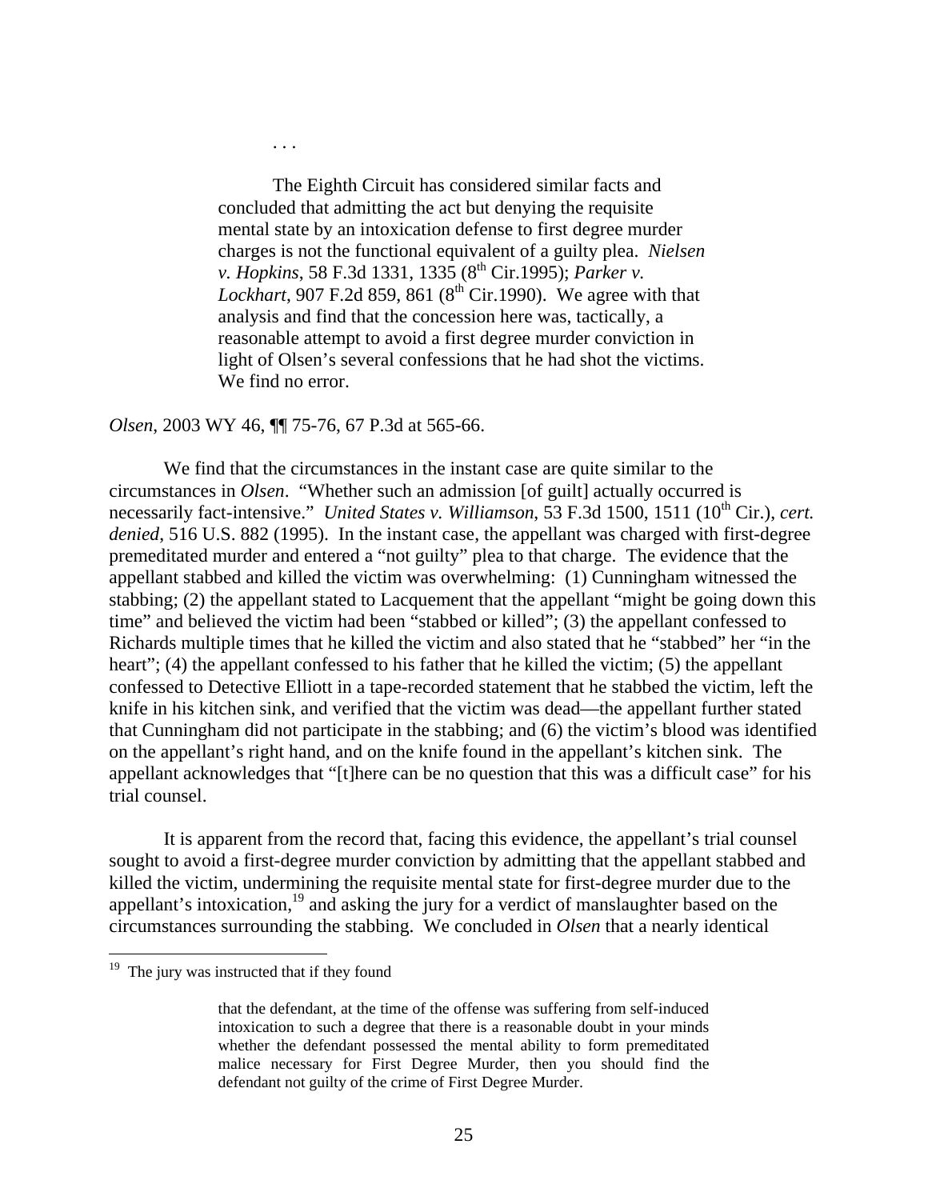> . . .
>
> The Eighth Circuit has considered similar facts and concluded that admitting the act but denying the requisite mental state by an intoxication defense to first degree murder charges is not the functional equivalent of a guilty plea. *Nielsen v. Hopkins*, 58 F.3d 1331, 1335 (8th Cir.1995); *Parker v. Lockhart*, 907 F.2d 859, 861 (8th Cir.1990). We agree with that analysis and find that the concession here was, tactically, a reasonable attempt to avoid a first degree murder conviction in light of Olsen's several confessions that he had shot the victims. We find no error.

*Olsen*, 2003 WY 46, ¶¶ 75-76, 67 P.3d at 565-66.

We find that the circumstances in the instant case are quite similar to the circumstances in *Olsen*. "Whether such an admission [of guilt] actually occurred is necessarily fact-intensive." *United States v. Williamson*, 53 F.3d 1500, 1511 (10th Cir.), *cert. denied*, 516 U.S. 882 (1995). In the instant case, the appellant was charged with first-degree premeditated murder and entered a "not guilty" plea to that charge. The evidence that the appellant stabbed and killed the victim was overwhelming: (1) Cunningham witnessed the stabbing; (2) the appellant stated to Lacquement that the appellant "might be going down this time" and believed the victim had been "stabbed or killed"; (3) the appellant confessed to Richards multiple times that he killed the victim and also stated that he "stabbed" her "in the heart"; (4) the appellant confessed to his father that he killed the victim; (5) the appellant confessed to Detective Elliott in a tape-recorded statement that he stabbed the victim, left the knife in his kitchen sink, and verified that the victim was dead—the appellant further stated that Cunningham did not participate in the stabbing; and (6) the victim's blood was identified on the appellant's right hand, and on the knife found in the appellant's kitchen sink. The appellant acknowledges that "[t]here can be no question that this was a difficult case" for his trial counsel.

It is apparent from the record that, facing this evidence, the appellant's trial counsel sought to avoid a first-degree murder conviction by admitting that the appellant stabbed and killed the victim, undermining the requisite mental state for first-degree murder due to the appellant's intoxication,[19] and asking the jury for a verdict of manslaughter based on the circumstances surrounding the stabbing. We concluded in *Olsen* that a nearly identical

---

[19] The jury was instructed that if they found

> that the defendant, at the time of the offense was suffering from self-induced intoxication to such a degree that there is a reasonable doubt in your minds whether the defendant possessed the mental ability to form premeditated malice necessary for First Degree Murder, then you should find the defendant not guilty of the crime of First Degree Murder.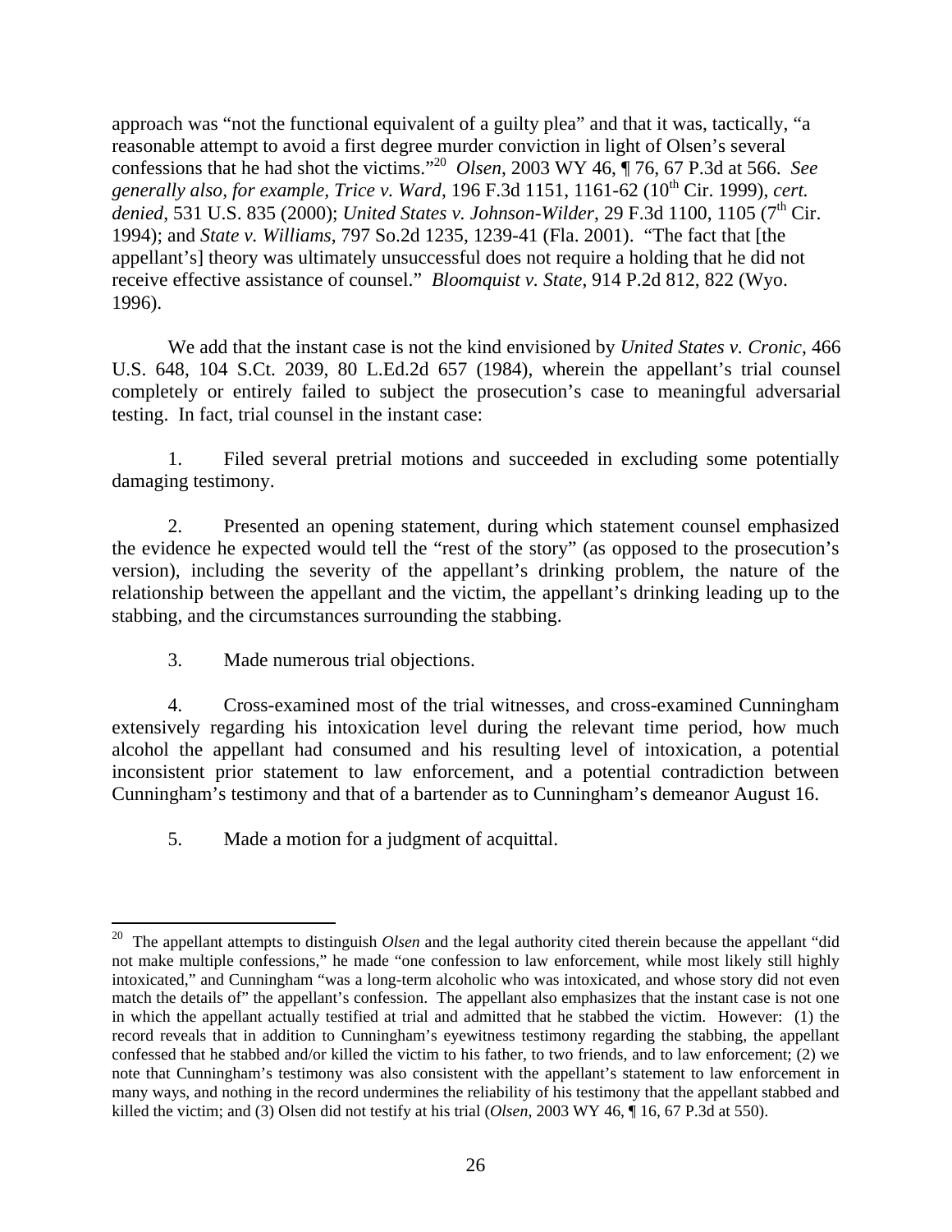approach was "not the functional equivalent of a guilty plea" and that it was, tactically, "a reasonable attempt to avoid a first degree murder conviction in light of Olsen's several confessions that he had shot the victims."[20] *Olsen*, 2003 WY 46, ¶ 76, 67 P.3d at 566. *See generally also, for example, Trice v. Ward*, 196 F.3d 1151, 1161-62 (10th Cir. 1999), *cert. denied*, 531 U.S. 835 (2000); *United States v. Johnson-Wilder*, 29 F.3d 1100, 1105 (7th Cir. 1994); and *State v. Williams*, 797 So.2d 1235, 1239-41 (Fla. 2001). "The fact that [the appellant's] theory was ultimately unsuccessful does not require a holding that he did not receive effective assistance of counsel." *Bloomquist v. State*, 914 P.2d 812, 822 (Wyo. 1996).

We add that the instant case is not the kind envisioned by *United States v. Cronic*, 466 U.S. 648, 104 S.Ct. 2039, 80 L.Ed.2d 657 (1984), wherein the appellant's trial counsel completely or entirely failed to subject the prosecution's case to meaningful adversarial testing. In fact, trial counsel in the instant case:

1. Filed several pretrial motions and succeeded in excluding some potentially damaging testimony.

2. Presented an opening statement, during which statement counsel emphasized the evidence he expected would tell the "rest of the story" (as opposed to the prosecution's version), including the severity of the appellant's drinking problem, the nature of the relationship between the appellant and the victim, the appellant's drinking leading up to the stabbing, and the circumstances surrounding the stabbing.

3. Made numerous trial objections.

4. Cross-examined most of the trial witnesses, and cross-examined Cunningham extensively regarding his intoxication level during the relevant time period, how much alcohol the appellant had consumed and his resulting level of intoxication, a potential inconsistent prior statement to law enforcement, and a potential contradiction between Cunningham's testimony and that of a bartender as to Cunningham's demeanor August 16.

5. Made a motion for a judgment of acquittal.

---

[20] The appellant attempts to distinguish *Olsen* and the legal authority cited therein because the appellant "did not make multiple confessions," he made "one confession to law enforcement, while most likely still highly intoxicated," and Cunningham "was a long-term alcoholic who was intoxicated, and whose story did not even match the details of" the appellant's confession. The appellant also emphasizes that the instant case is not one in which the appellant actually testified at trial and admitted that he stabbed the victim. However: (1) the record reveals that in addition to Cunningham's eyewitness testimony regarding the stabbing, the appellant confessed that he stabbed and/or killed the victim to his father, to two friends, and to law enforcement; (2) we note that Cunningham's testimony was also consistent with the appellant's statement to law enforcement in many ways, and nothing in the record undermines the reliability of his testimony that the appellant stabbed and killed the victim; and (3) Olsen did not testify at his trial (*Olsen*, 2003 WY 46, ¶ 16, 67 P.3d at 550).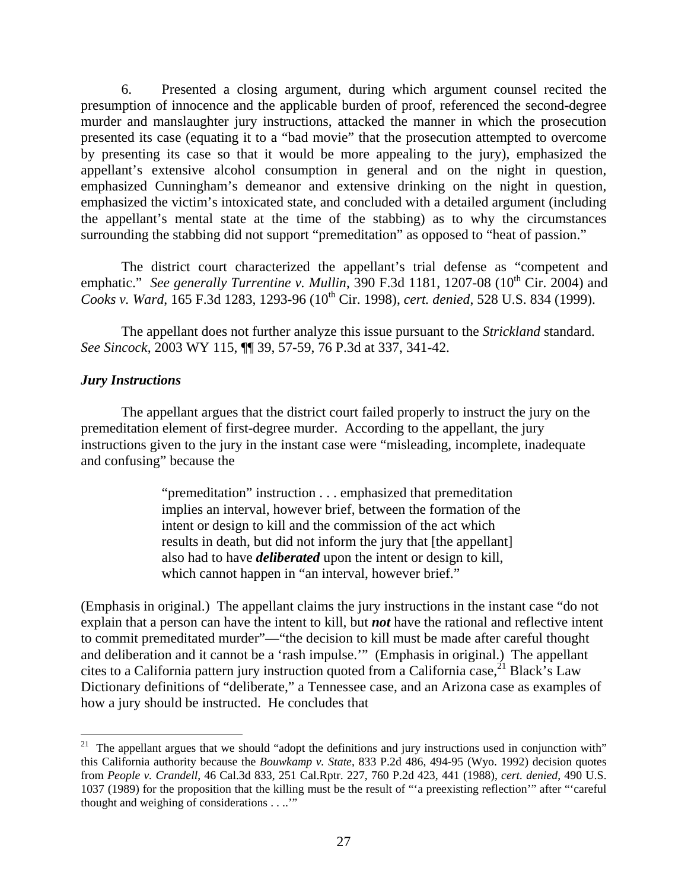6. Presented a closing argument, during which argument counsel recited the presumption of innocence and the applicable burden of proof, referenced the second-degree murder and manslaughter jury instructions, attacked the manner in which the prosecution presented its case (equating it to a "bad movie" that the prosecution attempted to overcome by presenting its case so that it would be more appealing to the jury), emphasized the appellant's extensive alcohol consumption in general and on the night in question, emphasized Cunningham's demeanor and extensive drinking on the night in question, emphasized the victim's intoxicated state, and concluded with a detailed argument (including the appellant's mental state at the time of the stabbing) as to why the circumstances surrounding the stabbing did not support "premeditation" as opposed to "heat of passion."

The district court characterized the appellant's trial defense as "competent and emphatic." *See generally Turrentine v. Mullin*, 390 F.3d 1181, 1207-08 (10th Cir. 2004) and *Cooks v. Ward*, 165 F.3d 1283, 1293-96 (10th Cir. 1998), *cert. denied*, 528 U.S. 834 (1999).

The appellant does not further analyze this issue pursuant to the *Strickland* standard. *See Sincock*, 2003 WY 115, ¶¶ 39, 57-59, 76 P.3d at 337, 341-42.

***Jury Instructions***

The appellant argues that the district court failed properly to instruct the jury on the premeditation element of first-degree murder. According to the appellant, the jury instructions given to the jury in the instant case were "misleading, incomplete, inadequate and confusing" because the

> "premeditation" instruction . . . emphasized that premeditation implies an interval, however brief, between the formation of the intent or design to kill and the commission of the act which results in death, but did not inform the jury that [the appellant] also had to have ***deliberated*** upon the intent or design to kill, which cannot happen in "an interval, however brief."

(Emphasis in original.) The appellant claims the jury instructions in the instant case "do not explain that a person can have the intent to kill, but ***not*** have the rational and reflective intent to commit premeditated murder"—"the decision to kill must be made after careful thought and deliberation and it cannot be a 'rash impulse.'" (Emphasis in original.) The appellant cites to a California pattern jury instruction quoted from a California case,[21] Black's Law Dictionary definitions of "deliberate," a Tennessee case, and an Arizona case as examples of how a jury should be instructed. He concludes that

---

[21] The appellant argues that we should "adopt the definitions and jury instructions used in conjunction with" this California authority because the *Bouwkamp v. State*, 833 P.2d 486, 494-95 (Wyo. 1992) decision quotes from *People v. Crandell*, 46 Cal.3d 833, 251 Cal.Rptr. 227, 760 P.2d 423, 441 (1988), *cert. denied*, 490 U.S. 1037 (1989) for the proposition that the killing must be the result of "'a preexisting reflection'" after "'careful thought and weighing of considerations . . ..'"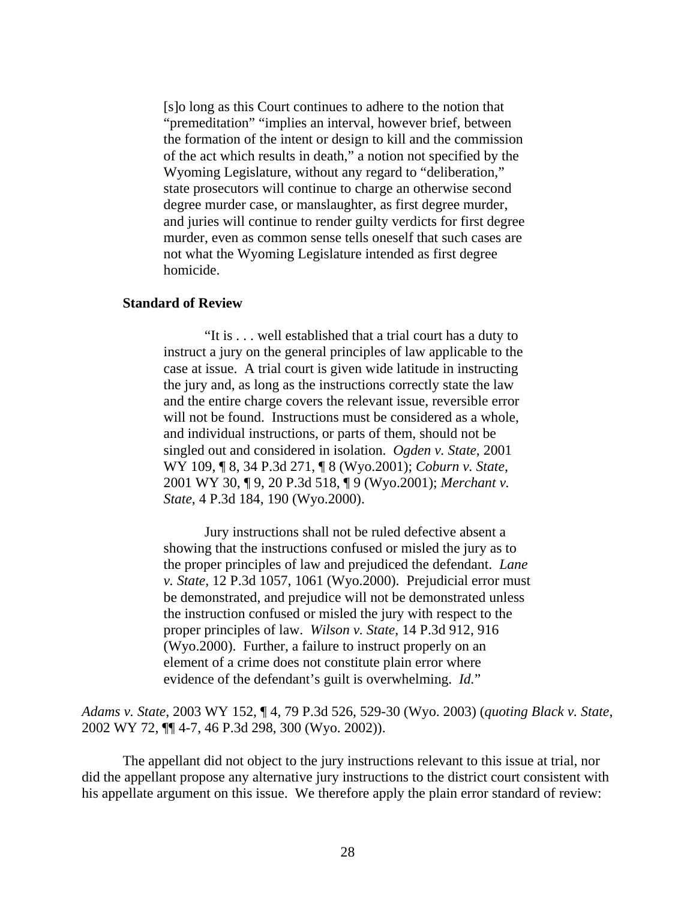> [s]o long as this Court continues to adhere to the notion that "premeditation" "implies an interval, however brief, between the formation of the intent or design to kill and the commission of the act which results in death," a notion not specified by the Wyoming Legislature, without any regard to "deliberation," state prosecutors will continue to charge an otherwise second degree murder case, or manslaughter, as first degree murder, and juries will continue to render guilty verdicts for first degree murder, even as common sense tells oneself that such cases are not what the Wyoming Legislature intended as first degree homicide.

**Standard of Review**

> "It is . . . well established that a trial court has a duty to instruct a jury on the general principles of law applicable to the case at issue. A trial court is given wide latitude in instructing the jury and, as long as the instructions correctly state the law and the entire charge covers the relevant issue, reversible error will not be found. Instructions must be considered as a whole, and individual instructions, or parts of them, should not be singled out and considered in isolation. *Ogden v. State*, 2001 WY 109, ¶ 8, 34 P.3d 271, ¶ 8 (Wyo.2001); *Coburn v. State*, 2001 WY 30, ¶ 9, 20 P.3d 518, ¶ 9 (Wyo.2001); *Merchant v. State*, 4 P.3d 184, 190 (Wyo.2000).
>
> Jury instructions shall not be ruled defective absent a showing that the instructions confused or misled the jury as to the proper principles of law and prejudiced the defendant. *Lane v. State*, 12 P.3d 1057, 1061 (Wyo.2000). Prejudicial error must be demonstrated, and prejudice will not be demonstrated unless the instruction confused or misled the jury with respect to the proper principles of law. *Wilson v. State*, 14 P.3d 912, 916 (Wyo.2000). Further, a failure to instruct properly on an element of a crime does not constitute plain error where evidence of the defendant's guilt is overwhelming. *Id.*"

*Adams v. State*, 2003 WY 152, ¶ 4, 79 P.3d 526, 529-30 (Wyo. 2003) (*quoting Black v. State*, 2002 WY 72, ¶¶ 4-7, 46 P.3d 298, 300 (Wyo. 2002)).

The appellant did not object to the jury instructions relevant to this issue at trial, nor did the appellant propose any alternative jury instructions to the district court consistent with his appellate argument on this issue. We therefore apply the plain error standard of review: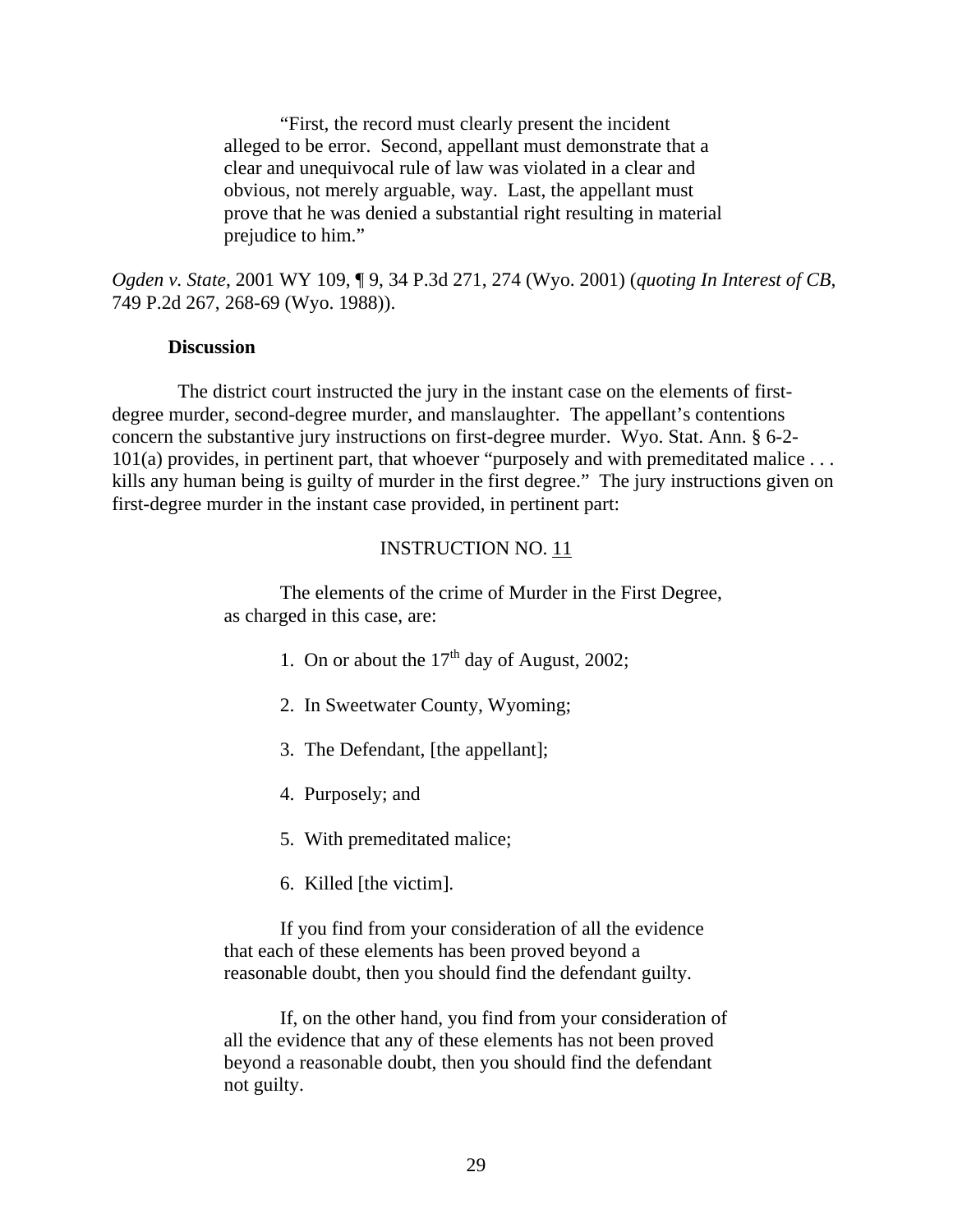> "First, the record must clearly present the incident alleged to be error. Second, appellant must demonstrate that a clear and unequivocal rule of law was violated in a clear and obvious, not merely arguable, way. Last, the appellant must prove that he was denied a substantial right resulting in material prejudice to him."

*Ogden v. State*, 2001 WY 109, ¶ 9, 34 P.3d 271, 274 (Wyo. 2001) (*quoting In Interest of CB*, 749 P.2d 267, 268-69 (Wyo. 1988)).

**Discussion**

The district court instructed the jury in the instant case on the elements of first-degree murder, second-degree murder, and manslaughter. The appellant's contentions concern the substantive jury instructions on first-degree murder. Wyo. Stat. Ann. § 6-2-101(a) provides, in pertinent part, that whoever "purposely and with premeditated malice . . . kills any human being is guilty of murder in the first degree." The jury instructions given on first-degree murder in the instant case provided, in pertinent part:

> INSTRUCTION NO. 11
>
> The elements of the crime of Murder in the First Degree, as charged in this case, are:
>
> 1. On or about the 17th day of August, 2002;
>
> 2. In Sweetwater County, Wyoming;
>
> 3. The Defendant, [the appellant];
>
> 4. Purposely; and
>
> 5. With premeditated malice;
>
> 6. Killed [the victim].
>
> If you find from your consideration of all the evidence that each of these elements has been proved beyond a reasonable doubt, then you should find the defendant guilty.
>
> If, on the other hand, you find from your consideration of all the evidence that any of these elements has not been proved beyond a reasonable doubt, then you should find the defendant not guilty.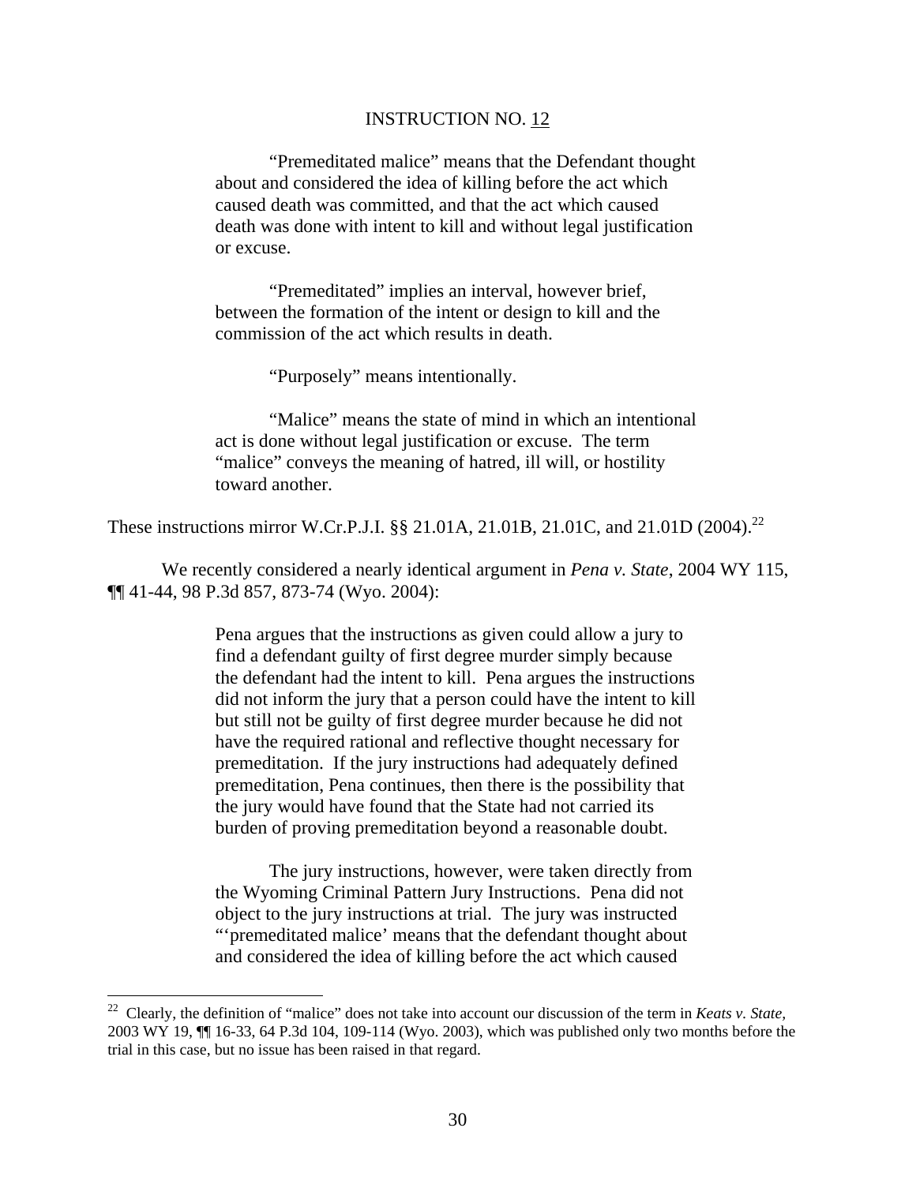INSTRUCTION NO. 12

> "Premeditated malice" means that the Defendant thought about and considered the idea of killing before the act which caused death was committed, and that the act which caused death was done with intent to kill and without legal justification or excuse.
>
> "Premeditated" implies an interval, however brief, between the formation of the intent or design to kill and the commission of the act which results in death.
>
> "Purposely" means intentionally.
>
> "Malice" means the state of mind in which an intentional act is done without legal justification or excuse. The term "malice" conveys the meaning of hatred, ill will, or hostility toward another.

These instructions mirror W.Cr.P.J.I. §§ 21.01A, 21.01B, 21.01C, and 21.01D (2004).[22]

We recently considered a nearly identical argument in *Pena v. State*, 2004 WY 115, ¶¶ 41-44, 98 P.3d 857, 873-74 (Wyo. 2004):

> Pena argues that the instructions as given could allow a jury to find a defendant guilty of first degree murder simply because the defendant had the intent to kill. Pena argues the instructions did not inform the jury that a person could have the intent to kill but still not be guilty of first degree murder because he did not have the required rational and reflective thought necessary for premeditation. If the jury instructions had adequately defined premeditation, Pena continues, then there is the possibility that the jury would have found that the State had not carried its burden of proving premeditation beyond a reasonable doubt.
>
> The jury instructions, however, were taken directly from the Wyoming Criminal Pattern Jury Instructions. Pena did not object to the jury instructions at trial. The jury was instructed "'premeditated malice' means that the defendant thought about and considered the idea of killing before the act which caused

---

[22] Clearly, the definition of "malice" does not take into account our discussion of the term in *Keats v. State*, 2003 WY 19, ¶¶ 16-33, 64 P.3d 104, 109-114 (Wyo. 2003), which was published only two months before the trial in this case, but no issue has been raised in that regard.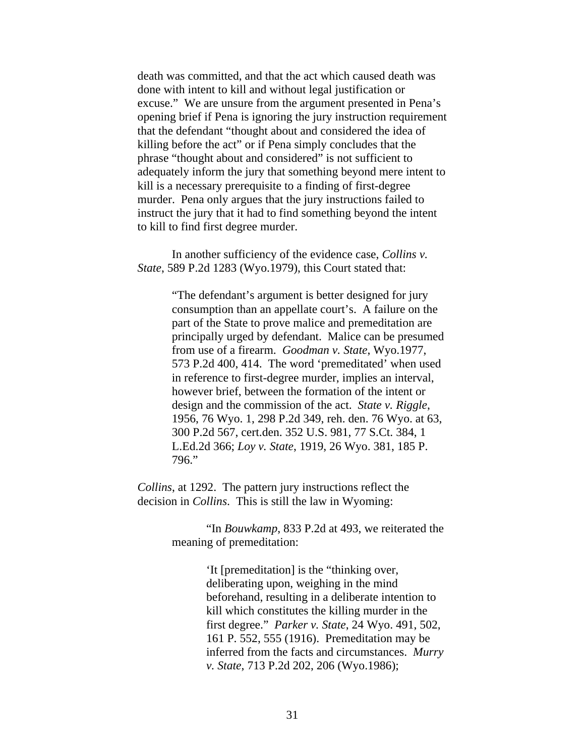death was committed, and that the act which caused death was done with intent to kill and without legal justification or excuse." We are unsure from the argument presented in Pena's opening brief if Pena is ignoring the jury instruction requirement that the defendant "thought about and considered the idea of killing before the act" or if Pena simply concludes that the phrase "thought about and considered" is not sufficient to adequately inform the jury that something beyond mere intent to kill is a necessary prerequisite to a finding of first-degree murder. Pena only argues that the jury instructions failed to instruct the jury that it had to find something beyond the intent to kill to find first degree murder.

In another sufficiency of the evidence case, *Collins v. State*, 589 P.2d 1283 (Wyo.1979), this Court stated that:

> "The defendant's argument is better designed for jury consumption than an appellate court's. A failure on the part of the State to prove malice and premeditation are principally urged by defendant. Malice can be presumed from use of a firearm. *Goodman v. State*, Wyo.1977, 573 P.2d 400, 414. The word 'premeditated' when used in reference to first-degree murder, implies an interval, however brief, between the formation of the intent or design and the commission of the act. *State v. Riggle*, 1956, 76 Wyo. 1, 298 P.2d 349, reh. den. 76 Wyo. at 63, 300 P.2d 567, cert.den. 352 U.S. 981, 77 S.Ct. 384, 1 L.Ed.2d 366; *Loy v. State*, 1919, 26 Wyo. 381, 185 P. 796."

*Collins*, at 1292. The pattern jury instructions reflect the decision in *Collins*. This is still the law in Wyoming:

> "In *Bouwkamp*, 833 P.2d at 493, we reiterated the meaning of premeditation:
>
> > 'It [premeditation] is the "thinking over, deliberating upon, weighing in the mind beforehand, resulting in a deliberate intention to kill which constitutes the killing murder in the first degree." *Parker v. State*, 24 Wyo. 491, 502, 161 P. 552, 555 (1916). Premeditation may be inferred from the facts and circumstances. *Murry v. State*, 713 P.2d 202, 206 (Wyo.1986);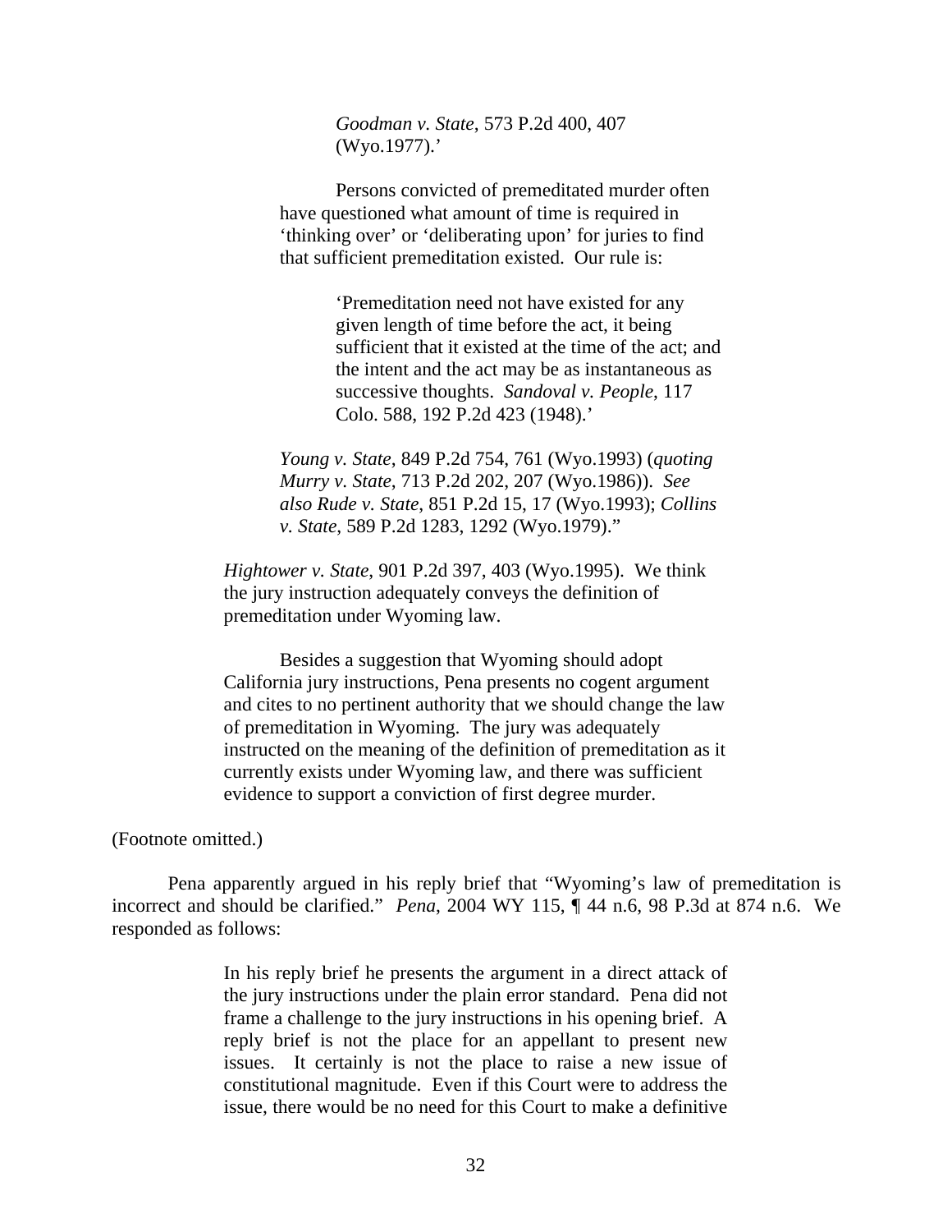> > > *Goodman v. State*, 573 P.2d 400, 407 (Wyo.1977).'
> >
> > Persons convicted of premeditated murder often have questioned what amount of time is required in 'thinking over' or 'deliberating upon' for juries to find that sufficient premeditation existed. Our rule is:
> >
> > > 'Premeditation need not have existed for any given length of time before the act, it being sufficient that it existed at the time of the act; and the intent and the act may be as instantaneous as successive thoughts. *Sandoval v. People*, 117 Colo. 588, 192 P.2d 423 (1948).'
> >
> > *Young v. State*, 849 P.2d 754, 761 (Wyo.1993) (*quoting Murry v. State*, 713 P.2d 202, 207 (Wyo.1986)). *See also Rude v. State*, 851 P.2d 15, 17 (Wyo.1993); *Collins v. State*, 589 P.2d 1283, 1292 (Wyo.1979)."
>
> *Hightower v. State*, 901 P.2d 397, 403 (Wyo.1995). We think the jury instruction adequately conveys the definition of premeditation under Wyoming law.
>
> Besides a suggestion that Wyoming should adopt California jury instructions, Pena presents no cogent argument and cites to no pertinent authority that we should change the law of premeditation in Wyoming. The jury was adequately instructed on the meaning of the definition of premeditation as it currently exists under Wyoming law, and there was sufficient evidence to support a conviction of first degree murder.

(Footnote omitted.)

Pena apparently argued in his reply brief that "Wyoming's law of premeditation is incorrect and should be clarified." *Pena*, 2004 WY 115, ¶ 44 n.6, 98 P.3d at 874 n.6. We responded as follows:

> In his reply brief he presents the argument in a direct attack of the jury instructions under the plain error standard. Pena did not frame a challenge to the jury instructions in his opening brief. A reply brief is not the place for an appellant to present new issues. It certainly is not the place to raise a new issue of constitutional magnitude. Even if this Court were to address the issue, there would be no need for this Court to make a definitive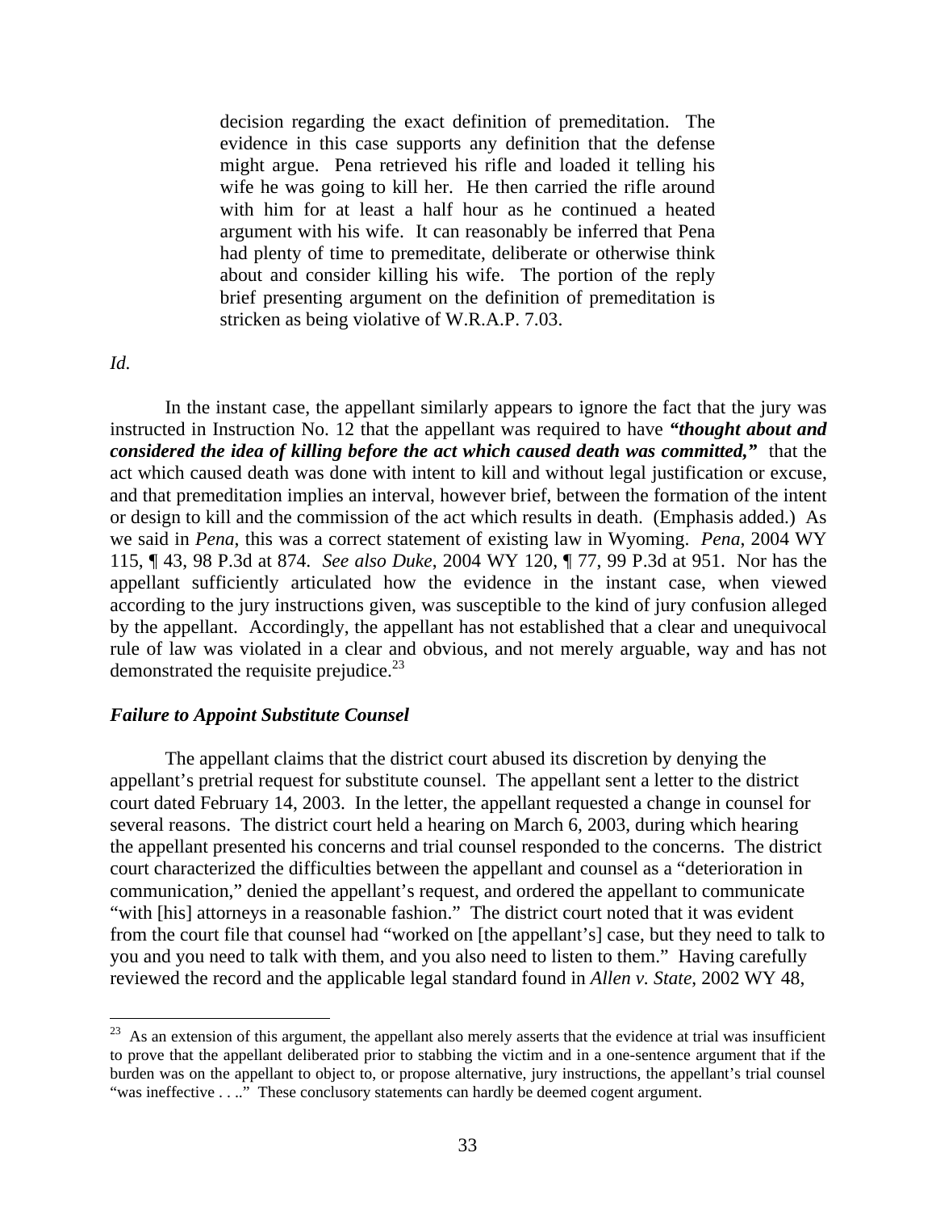> decision regarding the exact definition of premeditation. The evidence in this case supports any definition that the defense might argue. Pena retrieved his rifle and loaded it telling his wife he was going to kill her. He then carried the rifle around with him for at least a half hour as he continued a heated argument with his wife. It can reasonably be inferred that Pena had plenty of time to premeditate, deliberate or otherwise think about and consider killing his wife. The portion of the reply brief presenting argument on the definition of premeditation is stricken as being violative of W.R.A.P. 7.03.

*Id.*

In the instant case, the appellant similarly appears to ignore the fact that the jury was instructed in Instruction No. 12 that the appellant was required to have ***"thought about and considered the idea of killing before the act which caused death was committed,"*** that the act which caused death was done with intent to kill and without legal justification or excuse, and that premeditation implies an interval, however brief, between the formation of the intent or design to kill and the commission of the act which results in death. (Emphasis added.) As we said in *Pena*, this was a correct statement of existing law in Wyoming. *Pena*, 2004 WY 115, ¶ 43, 98 P.3d at 874. *See also Duke*, 2004 WY 120, ¶ 77, 99 P.3d at 951. Nor has the appellant sufficiently articulated how the evidence in the instant case, when viewed according to the jury instructions given, was susceptible to the kind of jury confusion alleged by the appellant. Accordingly, the appellant has not established that a clear and unequivocal rule of law was violated in a clear and obvious, and not merely arguable, way and has not demonstrated the requisite prejudice.[23]

***Failure to Appoint Substitute Counsel***

The appellant claims that the district court abused its discretion by denying the appellant's pretrial request for substitute counsel. The appellant sent a letter to the district court dated February 14, 2003. In the letter, the appellant requested a change in counsel for several reasons. The district court held a hearing on March 6, 2003, during which hearing the appellant presented his concerns and trial counsel responded to the concerns. The district court characterized the difficulties between the appellant and counsel as a "deterioration in communication," denied the appellant's request, and ordered the appellant to communicate "with [his] attorneys in a reasonable fashion." The district court noted that it was evident from the court file that counsel had "worked on [the appellant's] case, but they need to talk to you and you need to talk with them, and you also need to listen to them." Having carefully reviewed the record and the applicable legal standard found in *Allen v. State*, 2002 WY 48,

---

[23] As an extension of this argument, the appellant also merely asserts that the evidence at trial was insufficient to prove that the appellant deliberated prior to stabbing the victim and in a one-sentence argument that if the burden was on the appellant to object to, or propose alternative, jury instructions, the appellant's trial counsel "was ineffective . . .." These conclusory statements can hardly be deemed cogent argument.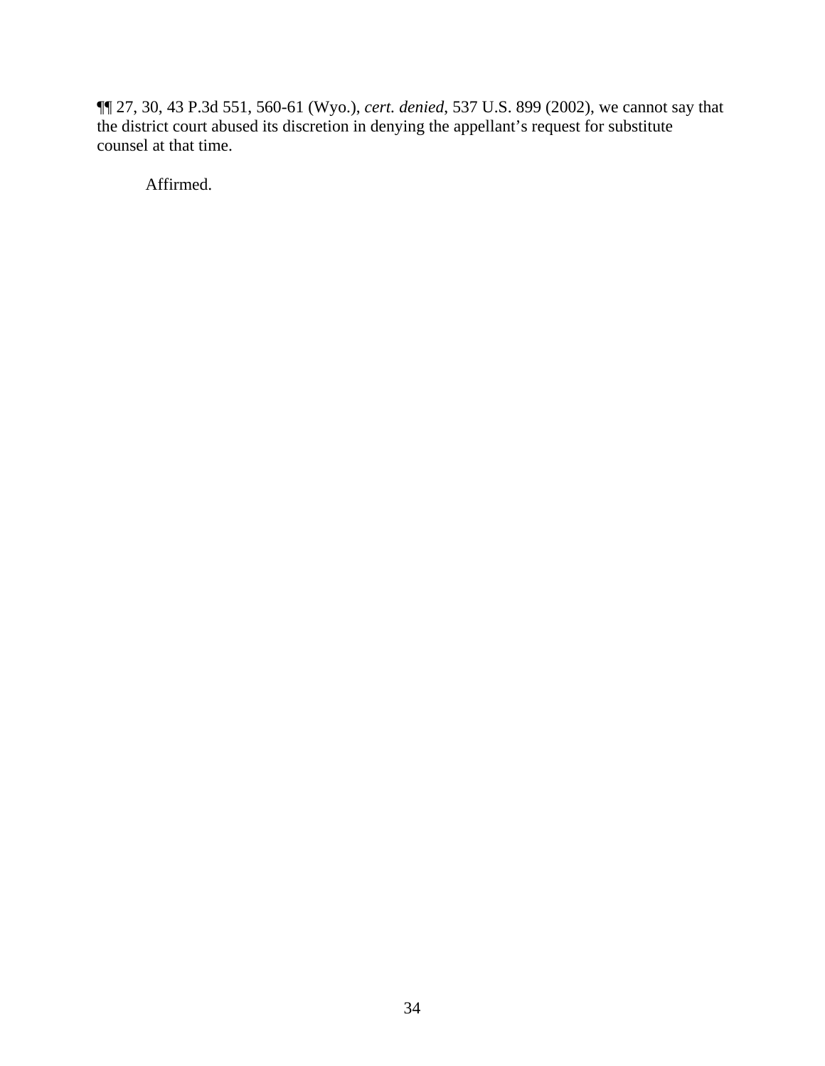¶¶ 27, 30, 43 P.3d 551, 560-61 (Wyo.), *cert. denied*, 537 U.S. 899 (2002), we cannot say that the district court abused its discretion in denying the appellant's request for substitute counsel at that time.

Affirmed.